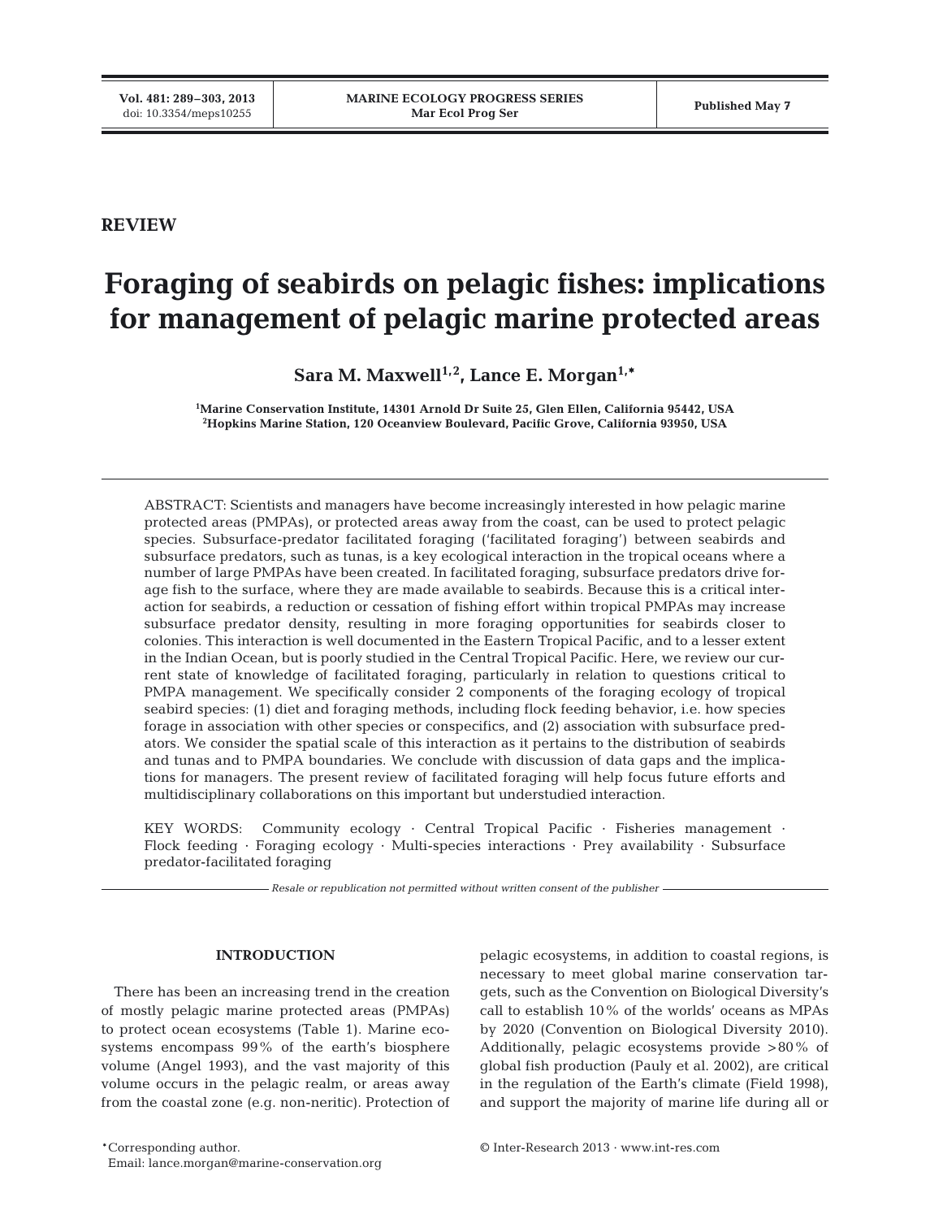REVIEW

# Foraging of seabirds on pelagic fishes: implications for management of pelagic marine protected areas

**Sara M. Maxwell[1,2], Lance E. Morgan[1,*]**

[1]Marine Conservation Institute, 14301 Arnold Dr Suite 25, Glen Ellen, California 95442, USA
[2]Hopkins Marine Station, 120 Oceanview Boulevard, Pacific Grove, California 93950, USA

ABSTRACT: Scientists and managers have become increasingly interested in how pelagic marine protected areas (PMPAs), or protected areas away from the coast, can be used to protect pelagic species. Subsurface-predator facilitated foraging ('facilitated foraging') between seabirds and subsurface predators, such as tunas, is a key ecological interaction in the tropical oceans where a number of large PMPAs have been created. In facilitated foraging, subsurface predators drive forage fish to the surface, where they are made available to seabirds. Because this is a critical interaction for seabirds, a reduction or cessation of fishing effort within tropical PMPAs may increase subsurface predator density, resulting in more foraging opportunities for seabirds closer to colonies. This interaction is well documented in the Eastern Tropical Pacific, and to a lesser extent in the Indian Ocean, but is poorly studied in the Central Tropical Pacific. Here, we review our current state of knowledge of facilitated foraging, particularly in relation to questions critical to PMPA management. We specifically consider 2 components of the foraging ecology of tropical seabird species: (1) diet and foraging methods, including flock feeding behavior, i.e. how species forage in association with other species or conspecifics, and (2) association with subsurface predators. We consider the spatial scale of this interaction as it pertains to the distribution of seabirds and tunas and to PMPA boundaries. We conclude with discussion of data gaps and the implications for managers. The present review of facilitated foraging will help focus future efforts and multidisciplinary collaborations on this important but understudied interaction.

KEY WORDS: Community ecology · Central Tropical Pacific · Fisheries management · Flock feeding · Foraging ecology · Multi-species interactions · Prey availability · Subsurface predator-facilitated foraging

*Resale or republication not permitted without written consent of the publisher*

## INTRODUCTION

There has been an increasing trend in the creation of mostly pelagic marine protected areas (PMPAs) to protect ocean ecosystems (Table 1). Marine ecosystems encompass 99% of the earth's biosphere volume (Angel 1993), and the vast majority of this volume occurs in the pelagic realm, or areas away from the coastal zone (e.g. non-neritic). Protection of pelagic ecosystems, in addition to coastal regions, is necessary to meet global marine conservation targets, such as the Convention on Biological Diversity's call to establish 10% of the worlds' oceans as MPAs by 2020 (Convention on Biological Diversity 2010). Additionally, pelagic ecosystems provide >80% of global fish production (Pauly et al. 2002), are critical in the regulation of the Earth's climate (Field 1998), and support the majority of marine life during all or

*Corresponding author.
Email: lance.morgan@marine-conservation.org

© Inter-Research 2013 · www.int-res.com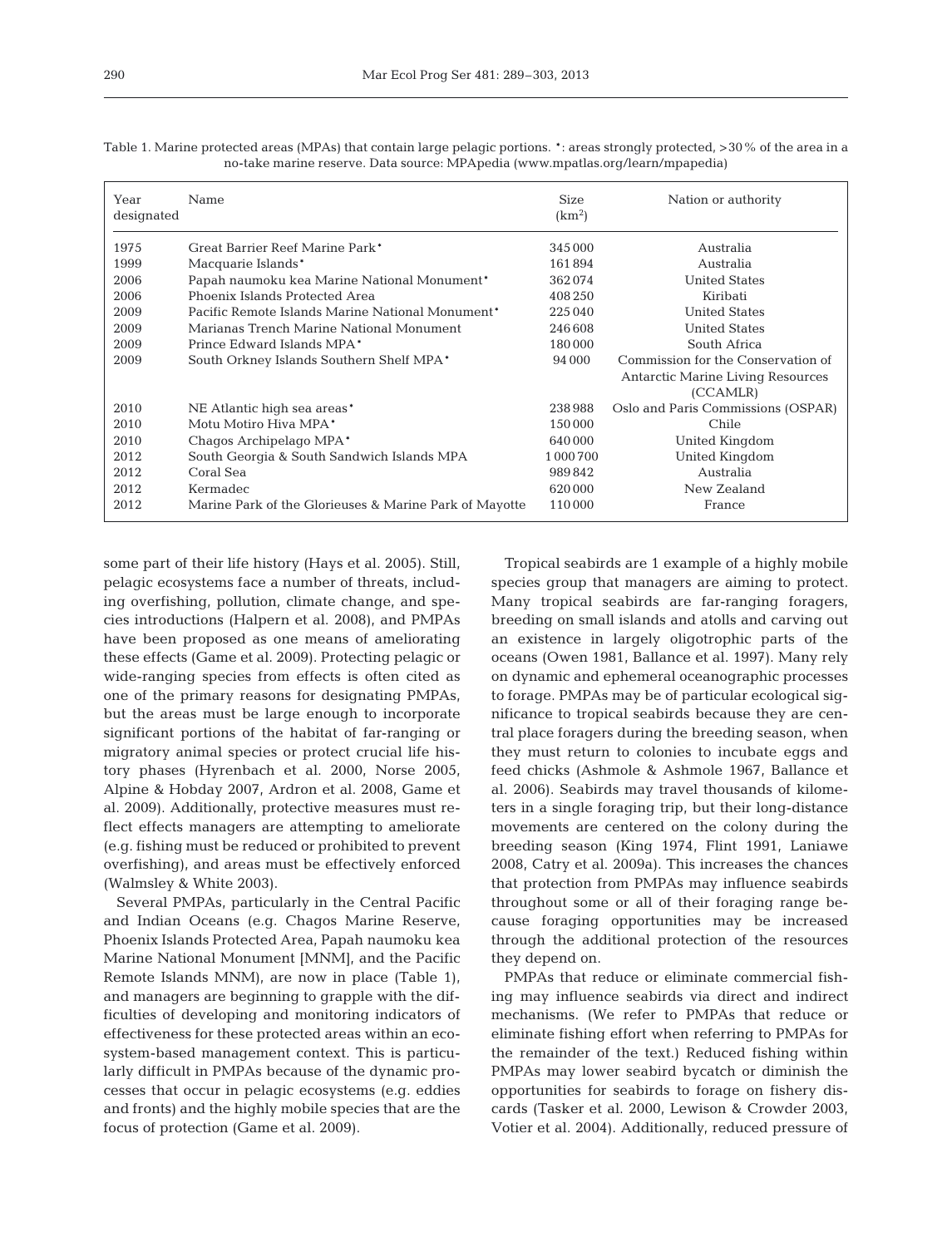Table 1. Marine protected areas (MPAs) that contain large pelagic portions. •: areas strongly protected, >30% of the area in a no-take marine reserve. Data source: MPApedia (www.mpatlas.org/learn/mpapedia)

| Year designated | Name | Size (km$^2$) | Nation or authority |
|---|---|---|---|
| 1975 | Great Barrier Reef Marine Park• | 345000 | Australia |
| 1999 | Macquarie Islands• | 161894 | Australia |
| 2006 | Papah naumoku kea Marine National Monument• | 362074 | United States |
| 2006 | Phoenix Islands Protected Area | 408250 | Kiribati |
| 2009 | Pacific Remote Islands Marine National Monument• | 225040 | United States |
| 2009 | Marianas Trench Marine National Monument | 246608 | United States |
| 2009 | Prince Edward Islands MPA• | 180000 | South Africa |
| 2009 | South Orkney Islands Southern Shelf MPA• | 94000 | Commission for the Conservation of Antarctic Marine Living Resources (CCAMLR) |
| 2010 | NE Atlantic high sea areas• | 238988 | Oslo and Paris Commissions (OSPAR) |
| 2010 | Motu Motiro Hiva MPA• | 150000 | Chile |
| 2010 | Chagos Archipelago MPA• | 640000 | United Kingdom |
| 2012 | South Georgia & South Sandwich Islands MPA | 1000700 | United Kingdom |
| 2012 | Coral Sea | 989842 | Australia |
| 2012 | Kermadec | 620000 | New Zealand |
| 2012 | Marine Park of the Glorieuses & Marine Park of Mayotte | 110000 | France |

some part of their life history (Hays et al. 2005). Still, pelagic ecosystems face a number of threats, including overfishing, pollution, climate change, and species introductions (Halpern et al. 2008), and PMPAs have been proposed as one means of ameliorating these effects (Game et al. 2009). Protecting pelagic or wide-ranging species from effects is often cited as one of the primary reasons for designating PMPAs, but the areas must be large enough to incorporate significant portions of the habitat of far-ranging or migratory animal species or protect crucial life history phases (Hyrenbach et al. 2000, Norse 2005, Alpine & Hobday 2007, Ardron et al. 2008, Game et al. 2009). Additionally, protective measures must reflect effects managers are attempting to ameliorate (e.g. fishing must be reduced or prohibited to prevent overfishing), and areas must be effectively enforced (Walmsley & White 2003).

Several PMPAs, particularly in the Central Pacific and Indian Oceans (e.g. Chagos Marine Reserve, Phoenix Islands Protected Area, Papah naumoku kea Marine National Monument [MNM], and the Pacific Remote Islands MNM), are now in place (Table 1), and managers are beginning to grapple with the difficulties of developing and monitoring indicators of effectiveness for these protected areas within an ecosystem-based management context. This is particularly difficult in PMPAs because of the dynamic processes that occur in pelagic ecosystems (e.g. eddies and fronts) and the highly mobile species that are the focus of protection (Game et al. 2009).

Tropical seabirds are 1 example of a highly mobile species group that managers are aiming to protect. Many tropical seabirds are far-ranging foragers, breeding on small islands and atolls and carving out an existence in largely oligotrophic parts of the oceans (Owen 1981, Ballance et al. 1997). Many rely on dynamic and ephemeral oceanographic processes to forage. PMPAs may be of particular ecological significance to tropical seabirds because they are central place foragers during the breeding season, when they must return to colonies to incubate eggs and feed chicks (Ashmole & Ashmole 1967, Ballance et al. 2006). Seabirds may travel thousands of kilometers in a single foraging trip, but their long-distance movements are centered on the colony during the breeding season (King 1974, Flint 1991, Laniawe 2008, Catry et al. 2009a). This increases the chances that protection from PMPAs may influence seabirds throughout some or all of their foraging range because foraging opportunities may be increased through the additional protection of the resources they depend on.

PMPAs that reduce or eliminate commercial fishing may influence seabirds via direct and indirect mechanisms. (We refer to PMPAs that reduce or eliminate fishing effort when referring to PMPAs for the remainder of the text.) Reduced fishing within PMPAs may lower seabird bycatch or diminish the opportunities for seabirds to forage on fishery discards (Tasker et al. 2000, Lewison & Crowder 2003, Votier et al. 2004). Additionally, reduced pressure of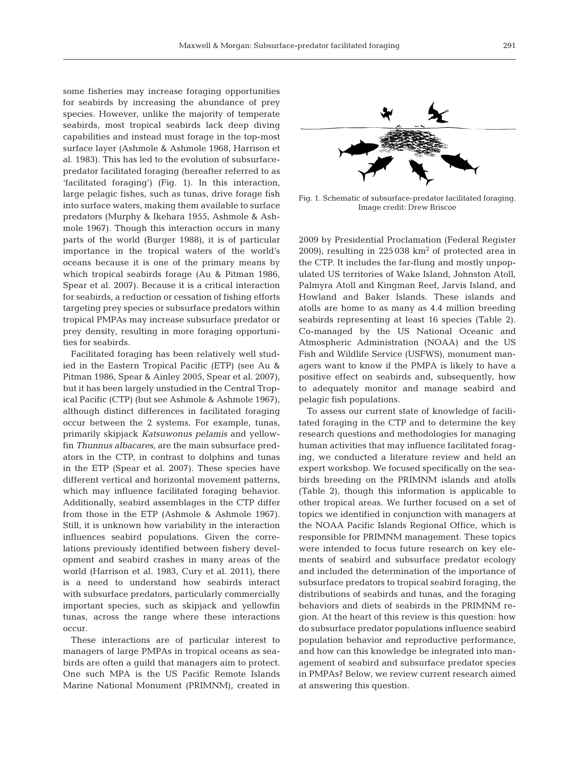some fisheries may increase foraging opportunities for seabirds by increasing the abundance of prey species. However, unlike the majority of temperate seabirds, most tropical seabirds lack deep diving capabilities and instead must forage in the top-most surface layer (Ashmole & Ashmole 1968, Harrison et al. 1983). This has led to the evolution of subsurface-predator facilitated foraging (hereafter referred to as 'facilitated foraging') (Fig. 1). In this interaction, large pelagic fishes, such as tunas, drive forage fish into surface waters, making them available to surface predators (Murphy & Ikehara 1955, Ashmole & Ashmole 1967). Though this interaction occurs in many parts of the world (Burger 1988), it is of particular importance in the tropical waters of the world's oceans because it is one of the primary means by which tropical seabirds forage (Au & Pitman 1986, Spear et al. 2007). Because it is a critical interaction for seabirds, a reduction or cessation of fishing efforts targeting prey species or subsurface predators within tropical PMPAs may increase subsurface predator or prey density, resulting in more foraging opportunities for seabirds.

Facilitated foraging has been relatively well studied in the Eastern Tropical Pacific (ETP) (see Au & Pitman 1986, Spear & Ainley 2005, Spear et al. 2007), but it has been largely unstudied in the Central Tropical Pacific (CTP) (but see Ashmole & Ashmole 1967), although distinct differences in facilitated foraging occur between the 2 systems. For example, tunas, primarily skipjack *Katsuwonus pelamis* and yellowfin *Thunnus albacares*, are the main subsurface predators in the CTP, in contrast to dolphins and tunas in the ETP (Spear et al. 2007). These species have different vertical and horizontal movement patterns, which may influence facilitated foraging behavior. Additionally, seabird assemblages in the CTP differ from those in the ETP (Ashmole & Ashmole 1967). Still, it is unknown how variability in the interaction influences seabird populations. Given the correlations previously identified between fishery development and seabird crashes in many areas of the world (Harrison et al. 1983, Cury et al. 2011), there is a need to understand how seabirds interact with subsurface predators, particularly commercially important species, such as skipjack and yellowfin tunas, across the range where these interactions occur.

These interactions are of particular interest to managers of large PMPAs in tropical oceans as seabirds are often a guild that managers aim to protect. One such MPA is the US Pacific Remote Islands Marine National Monument (PRIMNM), created in 2009 by Presidential Proclamation (Federal Register 2009), resulting in 225 038 km$^2$ of protected area in the CTP. It includes the far-flung and mostly unpopulated US territories of Wake Island, Johnston Atoll, Palmyra Atoll and Kingman Reef, Jarvis Island, and Howland and Baker Islands. These islands and atolls are home to as many as 4.4 million breeding seabirds representing at least 16 species (Table 2). Co-managed by the US National Oceanic and Atmospheric Administration (NOAA) and the US Fish and Wildlife Service (USFWS), monument managers want to know if the PMPA is likely to have a positive effect on seabirds and, subsequently, how to adequately monitor and manage seabird and pelagic fish populations.

Fig. 1. Schematic of subsurface-predator facilitated foraging. Image credit: Drew Briscoe

To assess our current state of knowledge of facilitated foraging in the CTP and to determine the key research questions and methodologies for managing human activities that may influence facilitated foraging, we conducted a literature review and held an expert workshop. We focused specifically on the seabirds breeding on the PRIMNM islands and atolls (Table 2), though this information is applicable to other tropical areas. We further focused on a set of topics we identified in conjunction with managers at the NOAA Pacific Islands Regional Office, which is responsible for PRIMNM management. These topics were intended to focus future research on key elements of seabird and subsurface predator ecology and included the determination of the importance of subsurface predators to tropical seabird foraging, the distributions of seabirds and tunas, and the foraging behaviors and diets of seabirds in the PRIMNM region. At the heart of this review is this question: how do subsurface predator populations influence seabird population behavior and reproductive performance, and how can this knowledge be integrated into management of seabird and subsurface predator species in PMPAs? Below, we review current research aimed at answering this question.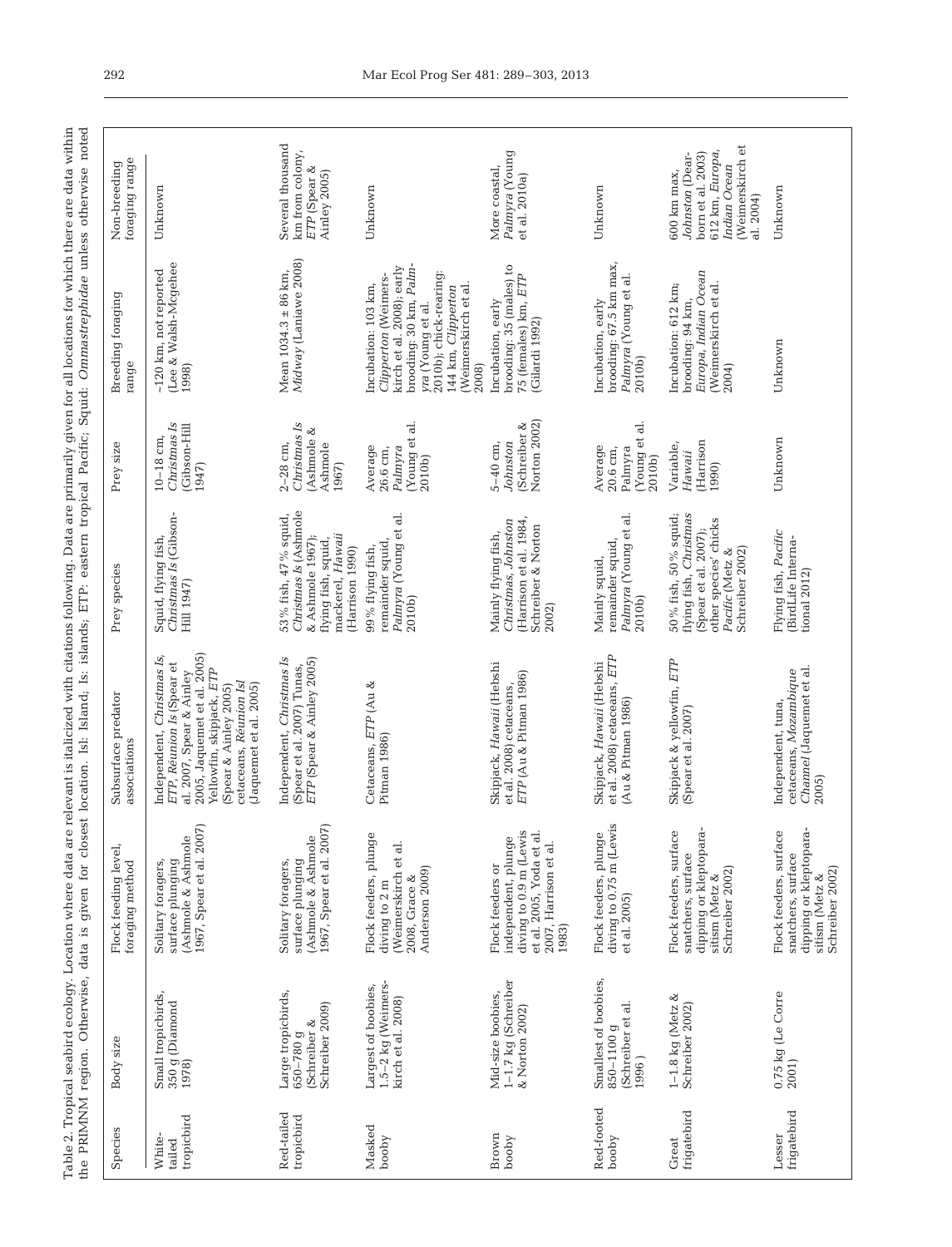Table 2. Tropical seabird ecology. Location where data are relevant is italicized with citations following. Data are primarily given for all locations for which there are data within the PRIMNM region. Otherwise, data is given for closest location. Isl: Island; Is: islands; ETP: eastern tropical Pacific; Squid: *Ommastrephidae* unless otherwise noted

| Species | Body size | Flock feeding level, foraging method | Subsurface predator associations | Prey species | Prey size | Breeding foraging range | Non-breeding foraging range |
|---|---|---|---|---|---|---|---|
| White-tailed tropicbird | Small tropicbirds, 350 g (Diamond 1978) | Solitary foragers, surface plunging (Ashmole & Ashmole 1967, Spear et al. 2007) | Independent, *Christmas Is*, *ETP*, *Réunion Is* (Spear et al. 2007, Spear & Ainley 2005, Jaquemet et al. 2005) Yellowfin, skipjack, *ETP* (Spear & Ainley 2005) cetaceans, *Réunion Isl* (Jaquemet et al. 2005) | Squid, flying fish, *Christmas Is* (Gibson-Hill 1947) | 10–18 cm, *Christmas Is* (Gibson-Hill 1947) | ~120 km, not reported (Lee & Walsh-Mcgehee 1998) | Unknown |
| Red-tailed tropicbird | Large tropicbirds, 650–780 g (Schreiber & Schreiber 2009) | Solitary foragers, surface plunging (Ashmole & Ashmole 1967, Spear et al. 2007) | Independent, *Christmas Is* (Spear et al. 2007) Tunas, *ETP* (Spear & Ainley 2005) | 53% fish, 47% squid, *Christmas Is* (Ashmole & Ashmole 1967); flying fish, squid, mackerel, *Hawaii* (Harrison 1990) | 2–28 cm, *Christmas Is* (Ashmole & Ashmole 1967) | Mean 1034.3 ± 86 km, *Midway* (Laniawe 2008) | Several thousand km from colony, *ETP* (Spear & Ainley 2005) |
| Masked booby | Largest of boobies, 1.5–2 kg (Weimerskirch et al. 2008) | Flock feeders, plunge diving to 2 m (Weimerskirch et al. 2008, Grace & Anderson 2009) | Cetaceans, *ETP* (Au & Pitman 1986) | 99% flying fish, remainder squid, *Palmyra* (Young et al. 2010b) | Average 26.6 cm, *Palmyra* (Young et al. 2010b) | Incubation: 103 km, *Clipperton* (Weimerskirch et al. 2008); early brooding: 30 km, *Palmyra* (Young et al. 2010b); chick-rearing: 144 km, *Clipperton* (Weimerskirch et al. 2008) | Unknown |
| Brown booby | Mid-size boobies, 1–1.7 kg (Schreiber & Norton 2002) | Flock feeders or independent, plunge diving to 0.9 m (Lewis et al. 2005, Yoda et al. 2007, Harrison et al. 1983) | Skipjack, *Hawaii* (Hebshi et al. 2008) cetaceans, *ETP* (Au & Pitman 1986) | Mainly flying fish, *Christmas*, *Johnston* (Harrison et al. 1984, Schreiber & Norton 2002) | 5–40 cm, *Johnston* (Schreiber & Norton 2002) | Incubation, early brooding: 35 (males) to 75 (females) km, *ETP* (Gilardi 1992) | More coastal, *Palmyra* (Young et al. 2010a) |
| Red-footed booby | Smallest of boobies, 850–1100 g (Schreiber et al. 1996 ) | Flock feeders, plunge diving to 0.75 m (Lewis et al. 2005) | Skipjack, *Hawaii* (Hebshi et al. 2008) cetaceans, *ETP* (Au & Pitman 1986) | Mainly squid, remainder squid, *Palmyra* (Young et al. 2010b) | Average 20.6 cm, Palmyra (Young et al. 2010b) | Incubation, early brooding: 67.5 km max, *Palmyra* (Young et al. 2010b) | Unknown |
| Great frigatebird | 1–1.8 kg (Metz & Schreiber 2002) | Flock feeders, surface snatchers, surface dipping or kleptoparasitism (Metz & Schreiber 2002) | Skipjack & yellowfin, *ETP* (Spear et al. 2007) | 50% fish, 50% squid; flying fish, *Christmas* (Spear et al. 2007); other species' chicks *Pacific* (Metz & Schreiber 2002) | Variable, *Hawaii* (Harrison 1990) | Incubation: 612 km; brooding: 94 km, *Europa*, *Indian Ocean* (Weimerskirch et al. 2004) | 600 km max, *Johnston* (Dearborn et al. 2003) 612 km, *Europa*, *Indian Ocean* (Weimerskirch et al. 2004) |
| Lesser frigatebird | 0.75 kg (Le Corre 2001) | Flock feeders, surface snatchers, surface dipping or kleptoparasitism (Metz & Schreiber 2002) | Independent, tuna, cetaceans, *Mozambique Channel* (Jaquemet et al. 2005) | Flying fish, *Pacific* (BirdLife International 2012) | Unknown | Unknown | Unknown |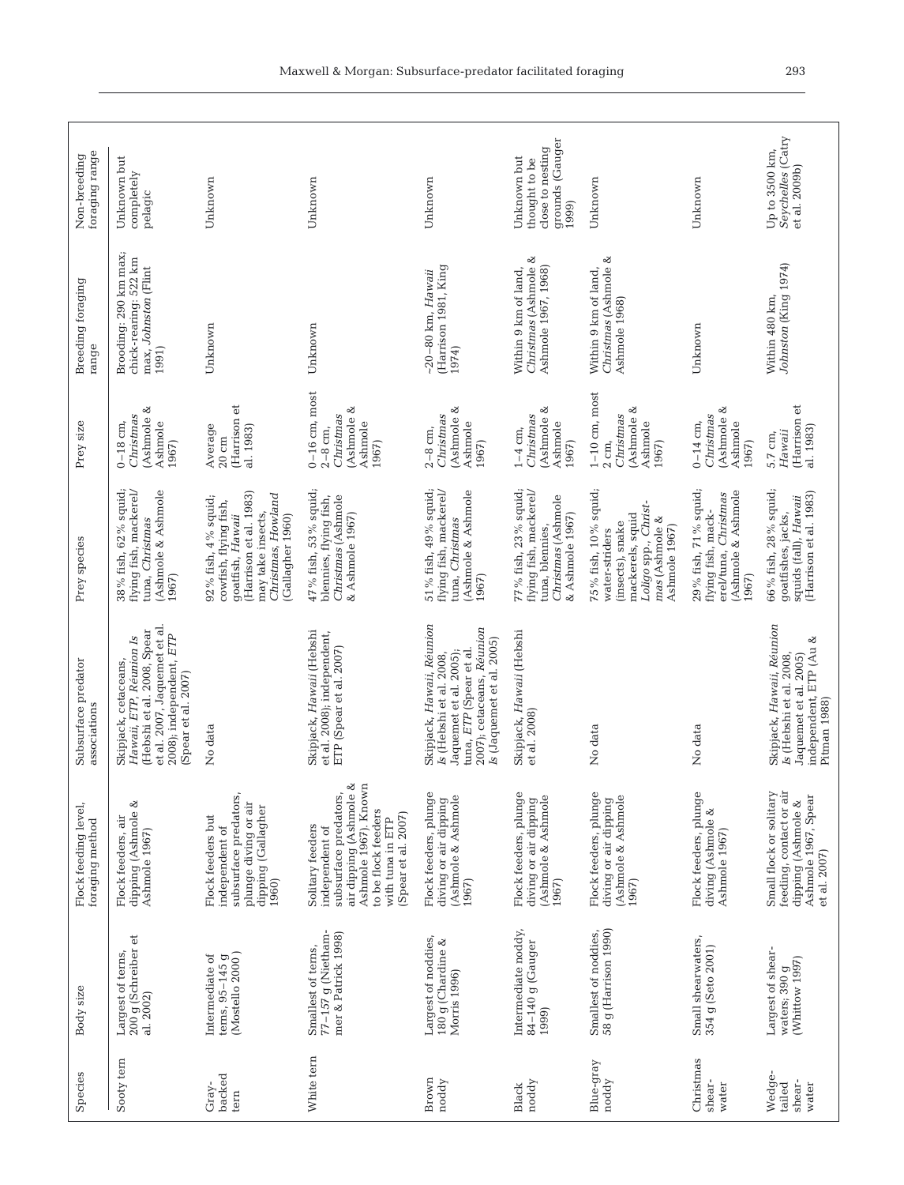| Species | Body size | Flock feeding level, foraging method | Subsurface predator associations | Prey species | Prey size | Breeding foraging range | Non-breeding foraging range |
|---|---|---|---|---|---|---|---|
| Sooty tern | Largest of terns, 200 g (Schreiber et al. 2002) | Flock feeders, air dipping (Ashmole & Ashmole 1967) | Skipjack, cetaceans, *Hawaii*, *ETP*, *Réunion Is* (Hebshi et al. 2008, Spear et al. 2007, Jaquemet et al. 2008); independent, *ETP* (Spear et al. 2007) | 38% fish, 62% squid; flying fish, mackerel/tuna, *Christmas* (Ashmole & Ashmole 1967) | 0–18 cm, *Christmas* (Ashmole & Ashmole 1967) | Brooding: 290 km max; chick-rearing: 522 km max, *Johnston* (Flint 1991) | Unknown but completely pelagic |
| Gray-backed tern | Intermediate of terns, 95–145 g (Mostello 2000) | Flock feeders but independent of subsurface predators, plunge diving or air dipping (Gallagher 1960) | No data | 92% fish, 4% squid; cowfish, flying fish, goatfish, *Hawaii* (Harrison et al. 1983) may take insects, *Christmas*, *Howland* (Gallagher 1960) | Average 20 cm (Harrison et al. 1983) | Unknown | Unknown |
| White tern | Smallest of terns, 77–157 g (Niethammer & Patrick 1998) | Solitary feeders independent of subsurface predators, air dipping (Ashmole & Ashmole 1967). Known to be flock feeders with tuna in ETP (Spear et al. 2007) | Skipjack, *Hawaii* (Hebshi et al. 2008); independent, ETP (Spear et al. 2007) | 47% fish, 53% squid; blennies, flying fish, *Christmas* (Ashmole & Ashmole 1967) | 0–16 cm, most 2–8 cm, *Christmas* (Ashmole & Ashmole 1967) | Unknown | Unknown |
| Brown noddy | Largest of noddies, 180 g (Chardine & Morris 1996) | Flock feeders, plunge diving or air dipping (Ashmole & Ashmole 1967) | Skipjack, *Hawaii*, *Réunion Is* (Hebshi et al. 2008, Jaquemet et al. 2005); tuna, *ETP* (Spear et al. 2007); cetaceans, *Réunion Is* (Jaquemet et al. 2005) | 51% fish, 49% squid; flying fish, mackerel/tuna, *Christmas* (Ashmole & Ashmole 1967) | 2–8 cm, *Christmas* (Ashmole & Ashmole 1967) | ~20–80 km, *Hawaii* (Harrison 1981, King 1974) | Unknown |
| Black noddy | Intermediate noddy, 84–140 g (Gauger 1999) | Flock feeders, plunge diving or air dipping (Ashmole & Ashmole 1967) | Skipjack, *Hawaii* (Hebshi et al. 2008) | 77% fish, 23% squid; flying fish, mackerel/tuna, blennies, *Christmas* (Ashmole & Ashmole 1967) | 1–4 cm, *Christmas* (Ashmole & Ashmole 1967) | Within 9 km of land, *Christmas* (Ashmole & Ashmole 1967, 1968) | Unknown but thought to be close to nesting grounds (Gauger 1999) |
| Blue-gray noddy | Smallest of noddies, 58 g (Harrison 1990) | Flock feeders, plunge diving or air dipping (Ashmole & Ashmole 1967) | No data | 75% fish, 10% squid; water-striders (insects), snake mackerels, squid *Loligo* spp., *Christmas* (Ashmole & Ashmole 1967) | 1–10 cm, most 2 cm, *Christmas* (Ashmole & Ashmole 1967) | Within 9 km of land, *Christmas* (Ashmole & Ashmole 1968) | Unknown |
| Christmas shearwater | Small shearwaters, 354 g (Seto 2001) | Flock feeders, plunge diving (Ashmole & Ashmole 1967) | No data | 29% fish, 71% squid; flying fish, mackerel/tuna, *Christmas* (Ashmole & Ashmole 1967) | 0–14 cm, *Christmas* (Ashmole & Ashmole 1967) | Unknown | Unknown |
| Wedge-tailed shearwater | Largest of shearwaters; 390 g (Whittow 1997) | Small flock or solitary feeding, contact or air dipping (Ashmole & Ashmole 1967, Spear et al. 2007) | Skipjack, *Hawaii*, *Réunion Is* (Hebshi et al. 2008, Jaquemet et al. 2005) independent, ETP (Au & Pitman 1988) | 66% fish, 28% squid; goatfishes, jacks, squids (fall), *Hawaii* (Harrison et al. 1983) | 5.7 cm, *Hawaii* (Harrison et al. 1983) | Within 480 km, *Johnston* (King 1974) | Up to 3500 km, *Seychelles* (Catry et al. 2009b) |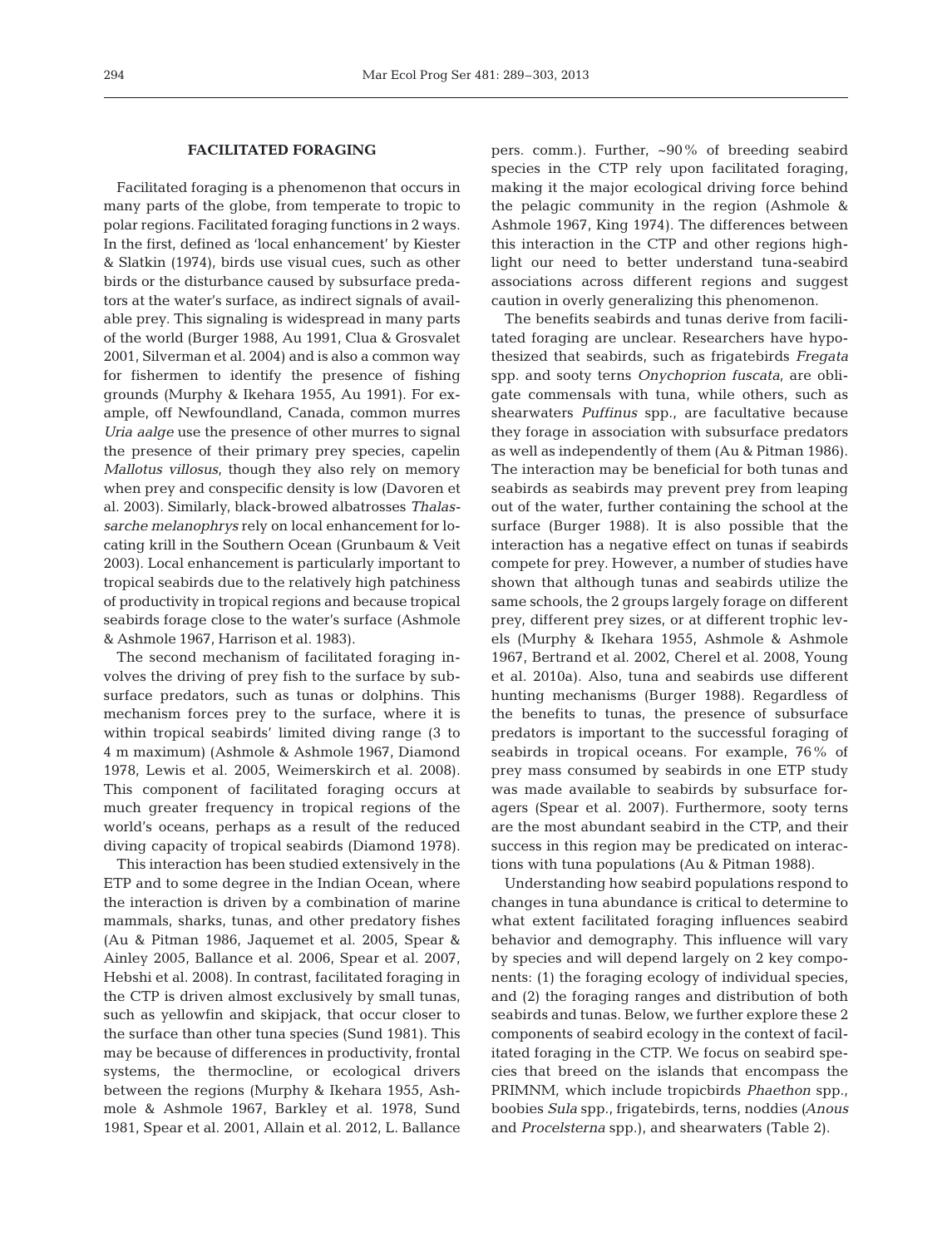## FACILITATED FORAGING

Facilitated foraging is a phenomenon that occurs in many parts of the globe, from temperate to tropic to polar regions. Facilitated foraging functions in 2 ways. In the first, defined as 'local enhancement' by Kiester & Slatkin (1974), birds use visual cues, such as other birds or the disturbance caused by subsurface predators at the water's surface, as indirect signals of available prey. This signaling is widespread in many parts of the world (Burger 1988, Au 1991, Clua & Grosvalet 2001, Silverman et al. 2004) and is also a common way for fishermen to identify the presence of fishing grounds (Murphy & Ikehara 1955, Au 1991). For example, off Newfoundland, Canada, common murres *Uria aalge* use the presence of other murres to signal the presence of their primary prey species, capelin *Mallotus villosus*, though they also rely on memory when prey and conspecific density is low (Davoren et al. 2003). Similarly, black-browed albatrosses *Thalassarche melanophrys* rely on local enhancement for locating krill in the Southern Ocean (Grunbaum & Veit 2003). Local enhancement is particularly important to tropical seabirds due to the relatively high patchiness of productivity in tropical regions and because tropical seabirds forage close to the water's surface (Ashmole & Ashmole 1967, Harrison et al. 1983).

The second mechanism of facilitated foraging involves the driving of prey fish to the surface by subsurface predators, such as tunas or dolphins. This mechanism forces prey to the surface, where it is within tropical seabirds' limited diving range (3 to 4 m maximum) (Ashmole & Ashmole 1967, Diamond 1978, Lewis et al. 2005, Weimerskirch et al. 2008). This component of facilitated foraging occurs at much greater frequency in tropical regions of the world's oceans, perhaps as a result of the reduced diving capacity of tropical seabirds (Diamond 1978).

This interaction has been studied extensively in the ETP and to some degree in the Indian Ocean, where the interaction is driven by a combination of marine mammals, sharks, tunas, and other predatory fishes (Au & Pitman 1986, Jaquemet et al. 2005, Spear & Ainley 2005, Ballance et al. 2006, Spear et al. 2007, Hebshi et al. 2008). In contrast, facilitated foraging in the CTP is driven almost exclusively by small tunas, such as yellowfin and skipjack, that occur closer to the surface than other tuna species (Sund 1981). This may be because of differences in productivity, frontal systems, the thermocline, or ecological drivers between the regions (Murphy & Ikehara 1955, Ashmole & Ashmole 1967, Barkley et al. 1978, Sund 1981, Spear et al. 2001, Allain et al. 2012, L. Ballance pers. comm.). Further, ~90% of breeding seabird species in the CTP rely upon facilitated foraging, making it the major ecological driving force behind the pelagic community in the region (Ashmole & Ashmole 1967, King 1974). The differences between this interaction in the CTP and other regions highlight our need to better understand tuna-seabird associations across different regions and suggest caution in overly generalizing this phenomenon.

The benefits seabirds and tunas derive from facilitated foraging are unclear. Researchers have hypothesized that seabirds, such as frigatebirds *Fregata* spp. and sooty terns *Onychoprion fuscata*, are obligate commensals with tuna, while others, such as shearwaters *Puffinus* spp., are facultative because they forage in association with subsurface predators as well as independently of them (Au & Pitman 1986). The interaction may be beneficial for both tunas and seabirds as seabirds may prevent prey from leaping out of the water, further containing the school at the surface (Burger 1988). It is also possible that the interaction has a negative effect on tunas if seabirds compete for prey. However, a number of studies have shown that although tunas and seabirds utilize the same schools, the 2 groups largely forage on different prey, different prey sizes, or at different trophic levels (Murphy & Ikehara 1955, Ashmole & Ashmole 1967, Bertrand et al. 2002, Cherel et al. 2008, Young et al. 2010a). Also, tuna and seabirds use different hunting mechanisms (Burger 1988). Regardless of the benefits to tunas, the presence of subsurface predators is important to the successful foraging of seabirds in tropical oceans. For example, 76% of prey mass consumed by seabirds in one ETP study was made available to seabirds by subsurface foragers (Spear et al. 2007). Furthermore, sooty terns are the most abundant seabird in the CTP, and their success in this region may be predicated on interactions with tuna populations (Au & Pitman 1988).

Understanding how seabird populations respond to changes in tuna abundance is critical to determine to what extent facilitated foraging influences seabird behavior and demography. This influence will vary by species and will depend largely on 2 key components: (1) the foraging ecology of individual species, and (2) the foraging ranges and distribution of both seabirds and tunas. Below, we further explore these 2 components of seabird ecology in the context of facilitated foraging in the CTP. We focus on seabird species that breed on the islands that encompass the PRIMNM, which include tropicbirds *Phaethon* spp., boobies *Sula* spp., frigatebirds, terns, noddies (*Anous* and *Procelsterna* spp.), and shearwaters (Table 2).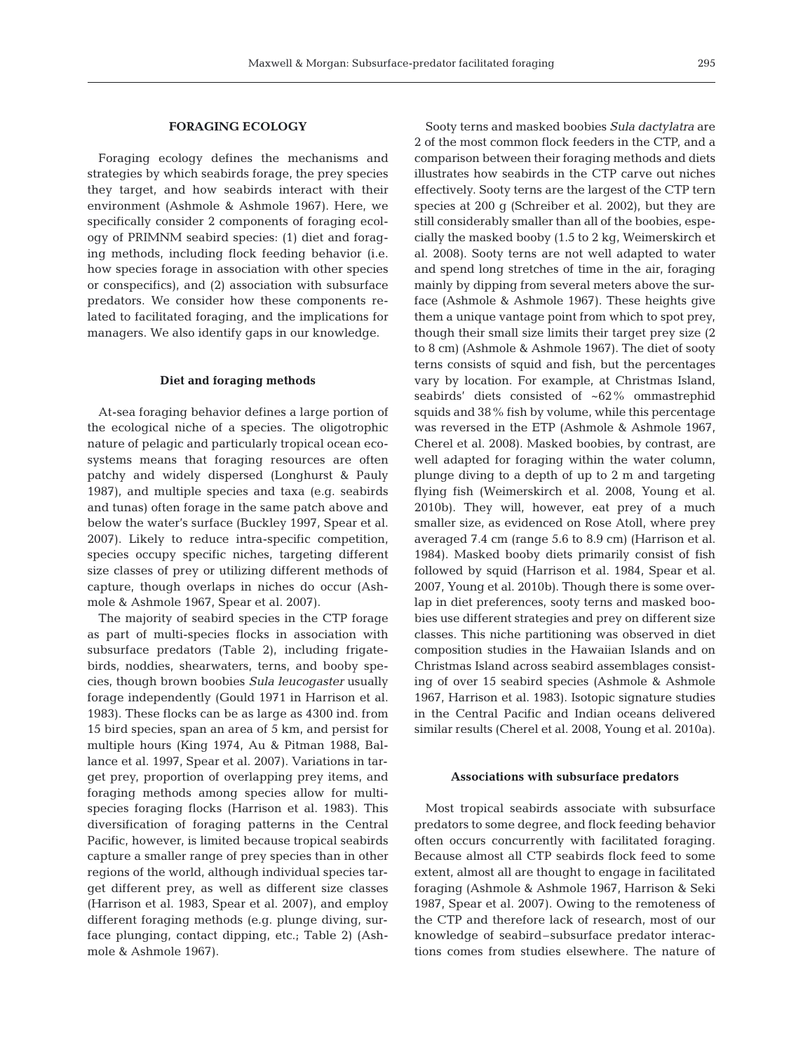## FORAGING ECOLOGY

Foraging ecology defines the mechanisms and strategies by which seabirds forage, the prey species they target, and how seabirds interact with their environment (Ashmole & Ashmole 1967). Here, we specifically consider 2 components of foraging ecology of PRIMNM seabird species: (1) diet and foraging methods, including flock feeding behavior (i.e. how species forage in association with other species or conspecifics), and (2) association with subsurface predators. We consider how these components related to facilitated foraging, and the implications for managers. We also identify gaps in our knowledge.

### Diet and foraging methods

At-sea foraging behavior defines a large portion of the ecological niche of a species. The oligotrophic nature of pelagic and particularly tropical ocean ecosystems means that foraging resources are often patchy and widely dispersed (Longhurst & Pauly 1987), and multiple species and taxa (e.g. seabirds and tunas) often forage in the same patch above and below the water's surface (Buckley 1997, Spear et al. 2007). Likely to reduce intra-specific competition, species occupy specific niches, targeting different size classes of prey or utilizing different methods of capture, though overlaps in niches do occur (Ashmole & Ashmole 1967, Spear et al. 2007).

The majority of seabird species in the CTP forage as part of multi-species flocks in association with subsurface predators (Table 2), including frigatebirds, noddies, shearwaters, terns, and booby species, though brown boobies *Sula leucogaster* usually forage independently (Gould 1971 in Harrison et al. 1983). These flocks can be as large as 4300 ind. from 15 bird species, span an area of 5 km, and persist for multiple hours (King 1974, Au & Pitman 1988, Ballance et al. 1997, Spear et al. 2007). Variations in target prey, proportion of overlapping prey items, and foraging methods among species allow for multi-species foraging flocks (Harrison et al. 1983). This diversification of foraging patterns in the Central Pacific, however, is limited because tropical seabirds capture a smaller range of prey species than in other regions of the world, although individual species target different prey, as well as different size classes (Harrison et al. 1983, Spear et al. 2007), and employ different foraging methods (e.g. plunge diving, surface plunging, contact dipping, etc.; Table 2) (Ashmole & Ashmole 1967).

Sooty terns and masked boobies *Sula dactylatra* are 2 of the most common flock feeders in the CTP, and a comparison between their foraging methods and diets illustrates how seabirds in the CTP carve out niches effectively. Sooty terns are the largest of the CTP tern species at 200 g (Schreiber et al. 2002), but they are still considerably smaller than all of the boobies, especially the masked booby (1.5 to 2 kg, Weimerskirch et al. 2008). Sooty terns are not well adapted to water and spend long stretches of time in the air, foraging mainly by dipping from several meters above the surface (Ashmole & Ashmole 1967). These heights give them a unique vantage point from which to spot prey, though their small size limits their target prey size (2 to 8 cm) (Ashmole & Ashmole 1967). The diet of sooty terns consists of squid and fish, but the percentages vary by location. For example, at Christmas Island, seabirds' diets consisted of ~62% ommastrephid squids and 38% fish by volume, while this percentage was reversed in the ETP (Ashmole & Ashmole 1967, Cherel et al. 2008). Masked boobies, by contrast, are well adapted for foraging within the water column, plunge diving to a depth of up to 2 m and targeting flying fish (Weimerskirch et al. 2008, Young et al. 2010b). They will, however, eat prey of a much smaller size, as evidenced on Rose Atoll, where prey averaged 7.4 cm (range 5.6 to 8.9 cm) (Harrison et al. 1984). Masked booby diets primarily consist of fish followed by squid (Harrison et al. 1984, Spear et al. 2007, Young et al. 2010b). Though there is some overlap in diet preferences, sooty terns and masked boobies use different strategies and prey on different size classes. This niche partitioning was observed in diet composition studies in the Hawaiian Islands and on Christmas Island across seabird assemblages consisting of over 15 seabird species (Ashmole & Ashmole 1967, Harrison et al. 1983). Isotopic signature studies in the Central Pacific and Indian oceans delivered similar results (Cherel et al. 2008, Young et al. 2010a).

### Associations with subsurface predators

Most tropical seabirds associate with subsurface predators to some degree, and flock feeding behavior often occurs concurrently with facilitated foraging. Because almost all CTP seabirds flock feed to some extent, almost all are thought to engage in facilitated foraging (Ashmole & Ashmole 1967, Harrison & Seki 1987, Spear et al. 2007). Owing to the remoteness of the CTP and therefore lack of research, most of our knowledge of seabird–subsurface predator interactions comes from studies elsewhere. The nature of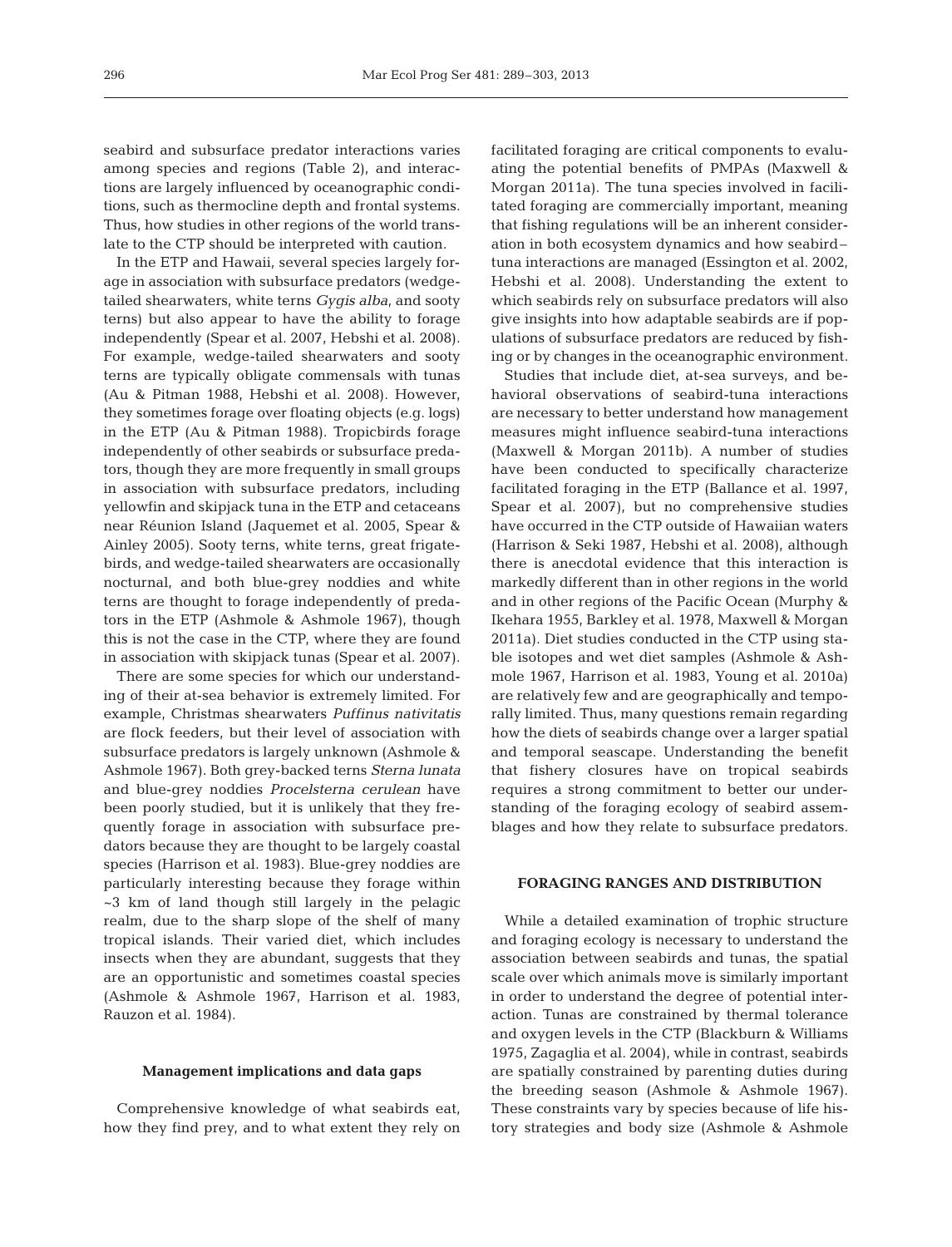seabird and subsurface predator interactions varies among species and regions (Table 2), and interactions are largely influenced by oceanographic conditions, such as thermocline depth and frontal systems. Thus, how studies in other regions of the world translate to the CTP should be interpreted with caution.

In the ETP and Hawaii, several species largely forage in association with subsurface predators (wedge-tailed shearwaters, white terns *Gygis alba*, and sooty terns) but also appear to have the ability to forage independently (Spear et al. 2007, Hebshi et al. 2008). For example, wedge-tailed shearwaters and sooty terns are typically obligate commensals with tunas (Au & Pitman 1988, Hebshi et al. 2008). However, they sometimes forage over floating objects (e.g. logs) in the ETP (Au & Pitman 1988). Tropicbirds forage independently of other seabirds or subsurface predators, though they are more frequently in small groups in association with subsurface predators, including yellowfin and skipjack tuna in the ETP and cetaceans near Réunion Island (Jaquemet et al. 2005, Spear & Ainley 2005). Sooty terns, white terns, great frigatebirds, and wedge-tailed shearwaters are occasionally nocturnal, and both blue-grey noddies and white terns are thought to forage independently of predators in the ETP (Ashmole & Ashmole 1967), though this is not the case in the CTP, where they are found in association with skipjack tunas (Spear et al. 2007).

There are some species for which our understanding of their at-sea behavior is extremely limited. For example, Christmas shearwaters *Puffinus nativitatis* are flock feeders, but their level of association with subsurface predators is largely unknown (Ashmole & Ashmole 1967). Both grey-backed terns *Sterna lunata* and blue-grey noddies *Procelsterna cerulean* have been poorly studied, but it is unlikely that they frequently forage in association with subsurface predators because they are thought to be largely coastal species (Harrison et al. 1983). Blue-grey noddies are particularly interesting because they forage within ~3 km of land though still largely in the pelagic realm, due to the sharp slope of the shelf of many tropical islands. Their varied diet, which includes insects when they are abundant, suggests that they are an opportunistic and sometimes coastal species (Ashmole & Ashmole 1967, Harrison et al. 1983, Rauzon et al. 1984).

### Management implications and data gaps

Comprehensive knowledge of what seabirds eat, how they find prey, and to what extent they rely on facilitated foraging are critical components to evaluating the potential benefits of PMPAs (Maxwell & Morgan 2011a). The tuna species involved in facilitated foraging are commercially important, meaning that fishing regulations will be an inherent consideration in both ecosystem dynamics and how seabird–tuna interactions are managed (Essington et al. 2002, Hebshi et al. 2008). Understanding the extent to which seabirds rely on subsurface predators will also give insights into how adaptable seabirds are if populations of subsurface predators are reduced by fishing or by changes in the oceanographic environment.

Studies that include diet, at-sea surveys, and behavioral observations of seabird-tuna interactions are necessary to better understand how management measures might influence seabird-tuna interactions (Maxwell & Morgan 2011b). A number of studies have been conducted to specifically characterize facilitated foraging in the ETP (Ballance et al. 1997, Spear et al. 2007), but no comprehensive studies have occurred in the CTP outside of Hawaiian waters (Harrison & Seki 1987, Hebshi et al. 2008), although there is anecdotal evidence that this interaction is markedly different than in other regions in the world and in other regions of the Pacific Ocean (Murphy & Ikehara 1955, Barkley et al. 1978, Maxwell & Morgan 2011a). Diet studies conducted in the CTP using stable isotopes and wet diet samples (Ashmole & Ashmole 1967, Harrison et al. 1983, Young et al. 2010a) are relatively few and are geographically and temporally limited. Thus, many questions remain regarding how the diets of seabirds change over a larger spatial and temporal seascape. Understanding the benefit that fishery closures have on tropical seabirds requires a strong commitment to better our understanding of the foraging ecology of seabird assemblages and how they relate to subsurface predators.

## FORAGING RANGES AND DISTRIBUTION

While a detailed examination of trophic structure and foraging ecology is necessary to understand the association between seabirds and tunas, the spatial scale over which animals move is similarly important in order to understand the degree of potential interaction. Tunas are constrained by thermal tolerance and oxygen levels in the CTP (Blackburn & Williams 1975, Zagaglia et al. 2004), while in contrast, seabirds are spatially constrained by parenting duties during the breeding season (Ashmole & Ashmole 1967). These constraints vary by species because of life history strategies and body size (Ashmole & Ashmole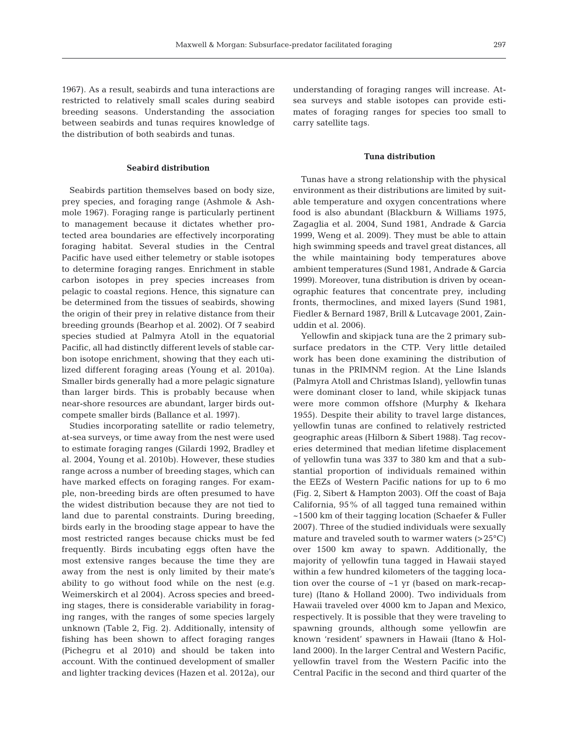1967). As a result, seabirds and tuna interactions are restricted to relatively small scales during seabird breeding seasons. Understanding the association between seabirds and tunas requires knowledge of the distribution of both seabirds and tunas.

### Seabird distribution

Seabirds partition themselves based on body size, prey species, and foraging range (Ashmole & Ashmole 1967). Foraging range is particularly pertinent to management because it dictates whether protected area boundaries are effectively incorporating foraging habitat. Several studies in the Central Pacific have used either telemetry or stable isotopes to determine foraging ranges. Enrichment in stable carbon isotopes in prey species increases from pelagic to coastal regions. Hence, this signature can be determined from the tissues of seabirds, showing the origin of their prey in relative distance from their breeding grounds (Bearhop et al. 2002). Of 7 seabird species studied at Palmyra Atoll in the equatorial Pacific, all had distinctly different levels of stable carbon isotope enrichment, showing that they each utilized different foraging areas (Young et al. 2010a). Smaller birds generally had a more pelagic signature than larger birds. This is probably because when near-shore resources are abundant, larger birds outcompete smaller birds (Ballance et al. 1997).

Studies incorporating satellite or radio telemetry, at-sea surveys, or time away from the nest were used to estimate foraging ranges (Gilardi 1992, Bradley et al. 2004, Young et al. 2010b). However, these studies range across a number of breeding stages, which can have marked effects on foraging ranges. For example, non-breeding birds are often presumed to have the widest distribution because they are not tied to land due to parental constraints. During breeding, birds early in the brooding stage appear to have the most restricted ranges because chicks must be fed frequently. Birds incubating eggs often have the most extensive ranges because the time they are away from the nest is only limited by their mate's ability to go without food while on the nest (e.g. Weimerskirch et al 2004). Across species and breeding stages, there is considerable variability in foraging ranges, with the ranges of some species largely unknown (Table 2, Fig. 2). Additionally, intensity of fishing has been shown to affect foraging ranges (Pichegru et al 2010) and should be taken into account. With the continued development of smaller and lighter tracking devices (Hazen et al. 2012a), our understanding of foraging ranges will increase. At-sea surveys and stable isotopes can provide estimates of foraging ranges for species too small to carry satellite tags.

### Tuna distribution

Tunas have a strong relationship with the physical environment as their distributions are limited by suitable temperature and oxygen concentrations where food is also abundant (Blackburn & Williams 1975, Zagaglia et al. 2004, Sund 1981, Andrade & Garcia 1999, Weng et al. 2009). They must be able to attain high swimming speeds and travel great distances, all the while maintaining body temperatures above ambient temperatures (Sund 1981, Andrade & Garcia 1999). Moreover, tuna distribution is driven by oceanographic features that concentrate prey, including fronts, thermoclines, and mixed layers (Sund 1981, Fiedler & Bernard 1987, Brill & Lutcavage 2001, Zainuddin et al. 2006).

Yellowfin and skipjack tuna are the 2 primary subsurface predators in the CTP. Very little detailed work has been done examining the distribution of tunas in the PRIMNM region. At the Line Islands (Palmyra Atoll and Christmas Island), yellowfin tunas were dominant closer to land, while skipjack tunas were more common offshore (Murphy & Ikehara 1955). Despite their ability to travel large distances, yellowfin tunas are confined to relatively restricted geographic areas (Hilborn & Sibert 1988). Tag recoveries determined that median lifetime displacement of yellowfin tuna was 337 to 380 km and that a substantial proportion of individuals remained within the EEZs of Western Pacific nations for up to 6 mo (Fig. 2, Sibert & Hampton 2003). Off the coast of Baja California, 95% of all tagged tuna remained within ~1500 km of their tagging location (Schaefer & Fuller 2007). Three of the studied individuals were sexually mature and traveled south to warmer waters (>25°C) over 1500 km away to spawn. Additionally, the majority of yellowfin tuna tagged in Hawaii stayed within a few hundred kilometers of the tagging location over the course of ~1 yr (based on mark-recapture) (Itano & Holland 2000). Two individuals from Hawaii traveled over 4000 km to Japan and Mexico, respectively. It is possible that they were traveling to spawning grounds, although some yellowfin are known 'resident' spawners in Hawaii (Itano & Holland 2000). In the larger Central and Western Pacific, yellowfin travel from the Western Pacific into the Central Pacific in the second and third quarter of the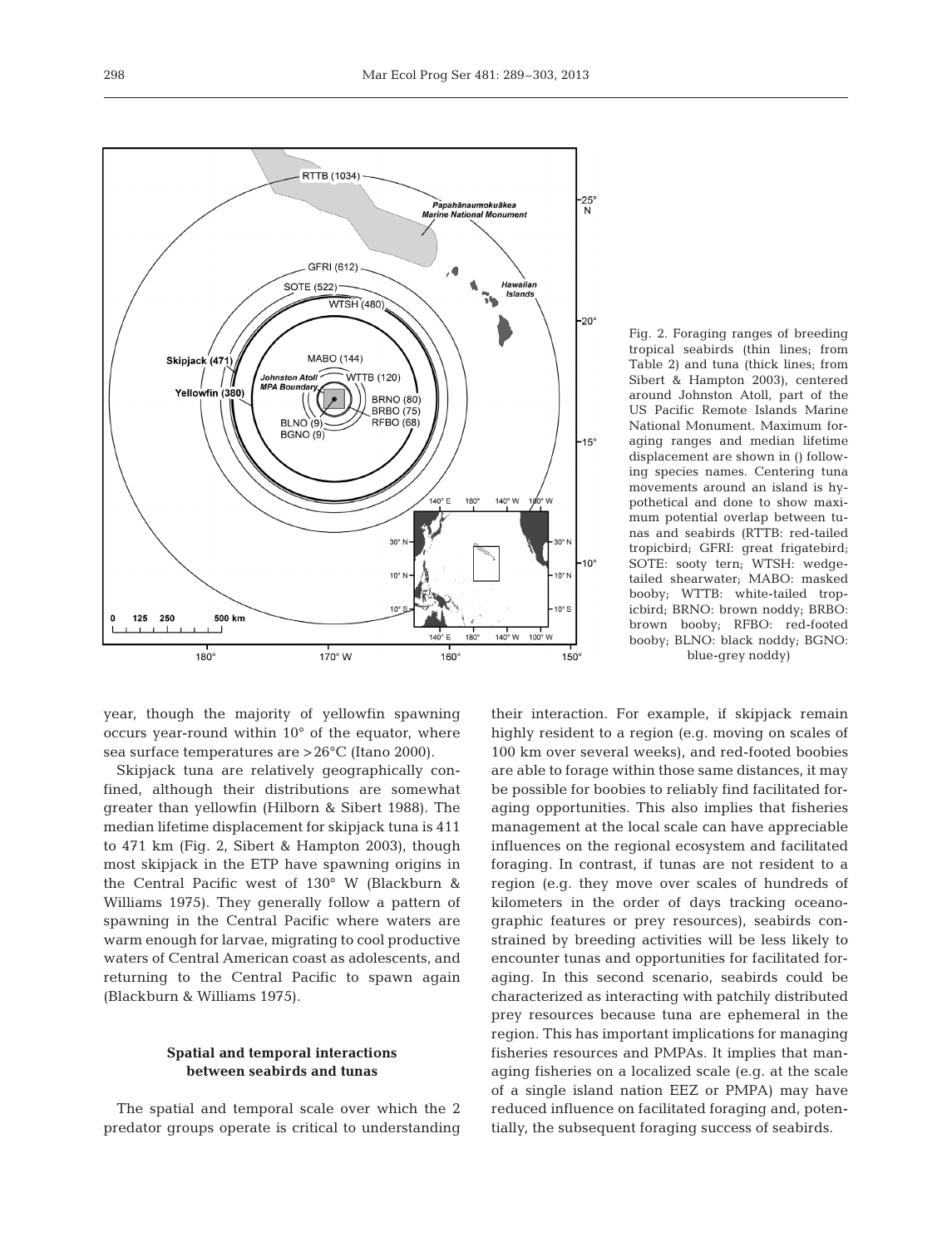Fig. 2. Foraging ranges of breeding tropical seabirds (thin lines; from Table 2) and tuna (thick lines; from Sibert & Hampton 2003), centered around Johnston Atoll, part of the US Pacific Remote Islands Marine National Monument. Maximum foraging ranges and median lifetime displacement are shown in () following species names. Centering tuna movements around an island is hypothetical and done to show maximum potential overlap between tunas and seabirds (RTTB: red-tailed tropicbird; GFRI: great frigatebird; SOTE: sooty tern; WTSH: wedge-tailed shearwater; MABO: masked booby; WTTB: white-tailed tropicbird; BRNO: brown noddy; BRBO: brown booby; RFBO: red-footed booby; BLNO: black noddy; BGNO: blue-grey noddy)

year, though the majority of yellowfin spawning occurs year-round within 10° of the equator, where sea surface temperatures are >26°C (Itano 2000).

Skipjack tuna are relatively geographically confined, although their distributions are somewhat greater than yellowfin (Hilborn & Sibert 1988). The median lifetime displacement for skipjack tuna is 411 to 471 km (Fig. 2, Sibert & Hampton 2003), though most skipjack in the ETP have spawning origins in the Central Pacific west of 130° W (Blackburn & Williams 1975). They generally follow a pattern of spawning in the Central Pacific where waters are warm enough for larvae, migrating to cool productive waters of Central American coast as adolescents, and returning to the Central Pacific to spawn again (Blackburn & Williams 1975).

## Spatial and temporal interactions between seabirds and tunas

The spatial and temporal scale over which the 2 predator groups operate is critical to understanding their interaction. For example, if skipjack remain highly resident to a region (e.g. moving on scales of 100 km over several weeks), and red-footed boobies are able to forage within those same distances, it may be possible for boobies to reliably find facilitated foraging opportunities. This also implies that fisheries management at the local scale can have appreciable influences on the regional ecosystem and facilitated foraging. In contrast, if tunas are not resident to a region (e.g. they move over scales of hundreds of kilometers in the order of days tracking oceanographic features or prey resources), seabirds constrained by breeding activities will be less likely to encounter tunas and opportunities for facilitated foraging. In this second scenario, seabirds could be characterized as interacting with patchily distributed prey resources because tuna are ephemeral in the region. This has important implications for managing fisheries resources and PMPAs. It implies that managing fisheries on a localized scale (e.g. at the scale of a single island nation EEZ or PMPA) may have reduced influence on facilitated foraging and, potentially, the subsequent foraging success of seabirds.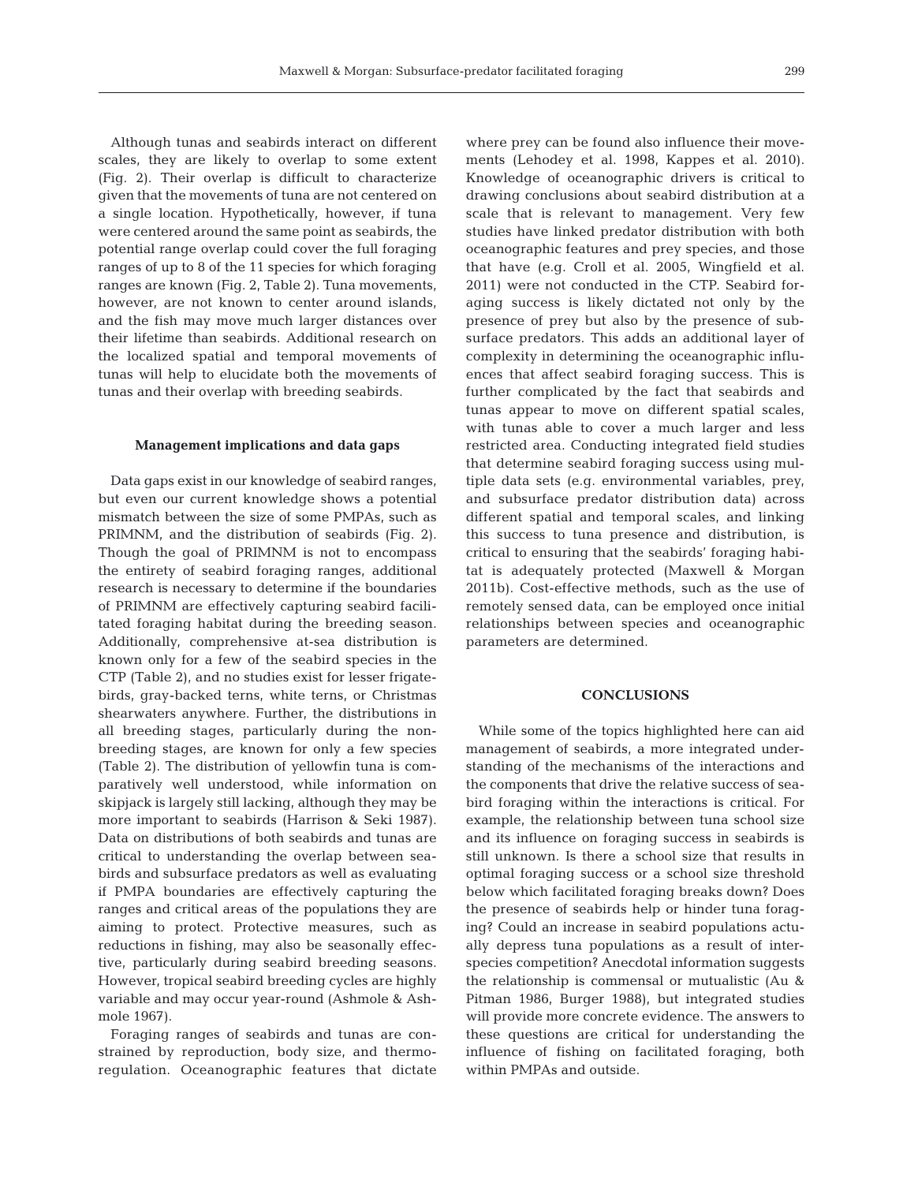Although tunas and seabirds interact on different scales, they are likely to overlap to some extent (Fig. 2). Their overlap is difficult to characterize given that the movements of tuna are not centered on a single location. Hypothetically, however, if tuna were centered around the same point as seabirds, the potential range overlap could cover the full foraging ranges of up to 8 of the 11 species for which foraging ranges are known (Fig. 2, Table 2). Tuna movements, however, are not known to center around islands, and the fish may move much larger distances over their lifetime than seabirds. Additional research on the localized spatial and temporal movements of tunas will help to elucidate both the movements of tunas and their overlap with breeding seabirds.

### Management implications and data gaps

Data gaps exist in our knowledge of seabird ranges, but even our current knowledge shows a potential mismatch between the size of some PMPAs, such as PRIMNM, and the distribution of seabirds (Fig. 2). Though the goal of PRIMNM is not to encompass the entirety of seabird foraging ranges, additional research is necessary to determine if the boundaries of PRIMNM are effectively capturing seabird facilitated foraging habitat during the breeding season. Additionally, comprehensive at-sea distribution is known only for a few of the seabird species in the CTP (Table 2), and no studies exist for lesser frigatebirds, gray-backed terns, white terns, or Christmas shearwaters anywhere. Further, the distributions in all breeding stages, particularly during the non-breeding stages, are known for only a few species (Table 2). The distribution of yellowfin tuna is comparatively well understood, while information on skipjack is largely still lacking, although they may be more important to seabirds (Harrison & Seki 1987). Data on distributions of both seabirds and tunas are critical to understanding the overlap between seabirds and subsurface predators as well as evaluating if PMPA boundaries are effectively capturing the ranges and critical areas of the populations they are aiming to protect. Protective measures, such as reductions in fishing, may also be seasonally effective, particularly during seabird breeding seasons. However, tropical seabird breeding cycles are highly variable and may occur year-round (Ashmole & Ashmole 1967).

Foraging ranges of seabirds and tunas are constrained by reproduction, body size, and thermoregulation. Oceanographic features that dictate where prey can be found also influence their movements (Lehodey et al. 1998, Kappes et al. 2010). Knowledge of oceanographic drivers is critical to drawing conclusions about seabird distribution at a scale that is relevant to management. Very few studies have linked predator distribution with both oceanographic features and prey species, and those that have (e.g. Croll et al. 2005, Wingfield et al. 2011) were not conducted in the CTP. Seabird foraging success is likely dictated not only by the presence of prey but also by the presence of subsurface predators. This adds an additional layer of complexity in determining the oceanographic influences that affect seabird foraging success. This is further complicated by the fact that seabirds and tunas appear to move on different spatial scales, with tunas able to cover a much larger and less restricted area. Conducting integrated field studies that determine seabird foraging success using multiple data sets (e.g. environmental variables, prey, and subsurface predator distribution data) across different spatial and temporal scales, and linking this success to tuna presence and distribution, is critical to ensuring that the seabirds' foraging habitat is adequately protected (Maxwell & Morgan 2011b). Cost-effective methods, such as the use of remotely sensed data, can be employed once initial relationships between species and oceanographic parameters are determined.

## CONCLUSIONS

While some of the topics highlighted here can aid management of seabirds, a more integrated understanding of the mechanisms of the interactions and the components that drive the relative success of seabird foraging within the interactions is critical. For example, the relationship between tuna school size and its influence on foraging success in seabirds is still unknown. Is there a school size that results in optimal foraging success or a school size threshold below which facilitated foraging breaks down? Does the presence of seabirds help or hinder tuna foraging? Could an increase in seabird populations actually depress tuna populations as a result of interspecies competition? Anecdotal information suggests the relationship is commensal or mutualistic (Au & Pitman 1986, Burger 1988), but integrated studies will provide more concrete evidence. The answers to these questions are critical for understanding the influence of fishing on facilitated foraging, both within PMPAs and outside.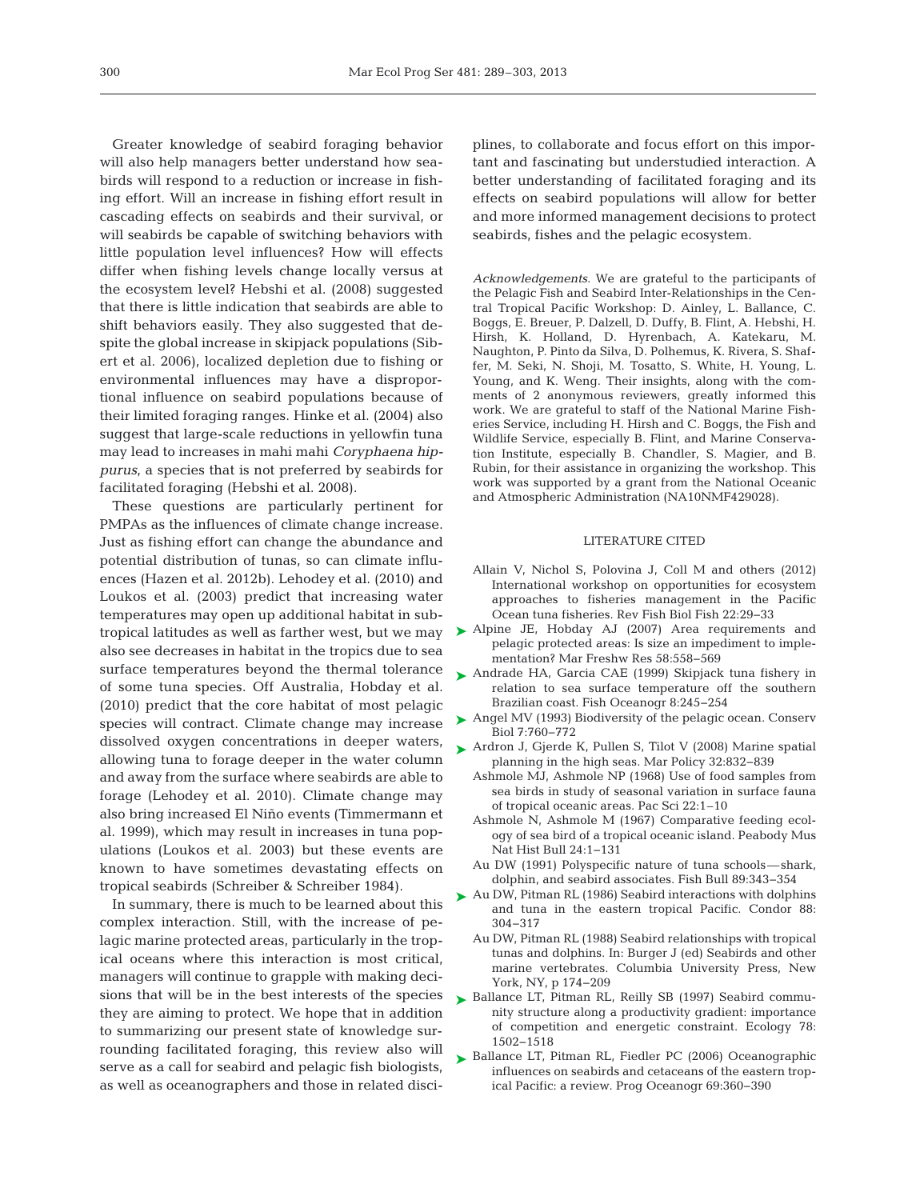Greater knowledge of seabird foraging behavior will also help managers better understand how seabirds will respond to a reduction or increase in fishing effort. Will an increase in fishing effort result in cascading effects on seabirds and their survival, or will seabirds be capable of switching behaviors with little population level influences? How will effects differ when fishing levels change locally versus at the ecosystem level? Hebshi et al. (2008) suggested that there is little indication that seabirds are able to shift behaviors easily. They also suggested that despite the global increase in skipjack populations (Sibert et al. 2006), localized depletion due to fishing or environmental influences may have a disproportional influence on seabird populations because of their limited foraging ranges. Hinke et al. (2004) also suggest that large-scale reductions in yellowfin tuna may lead to increases in mahi mahi *Coryphaena hippurus*, a species that is not preferred by seabirds for facilitated foraging (Hebshi et al. 2008).

These questions are particularly pertinent for PMPAs as the influences of climate change increase. Just as fishing effort can change the abundance and potential distribution of tunas, so can climate influences (Hazen et al. 2012b). Lehodey et al. (2010) and Loukos et al. (2003) predict that increasing water temperatures may open up additional habitat in subtropical latitudes as well as farther west, but we may also see decreases in habitat in the tropics due to sea surface temperatures beyond the thermal tolerance of some tuna species. Off Australia, Hobday et al. (2010) predict that the core habitat of most pelagic species will contract. Climate change may increase dissolved oxygen concentrations in deeper waters, allowing tuna to forage deeper in the water column and away from the surface where seabirds are able to forage (Lehodey et al. 2010). Climate change may also bring increased El Niño events (Timmermann et al. 1999), which may result in increases in tuna populations (Loukos et al. 2003) but these events are known to have sometimes devastating effects on tropical seabirds (Schreiber & Schreiber 1984).

In summary, there is much to be learned about this complex interaction. Still, with the increase of pelagic marine protected areas, particularly in the tropical oceans where this interaction is most critical, managers will continue to grapple with making decisions that will be in the best interests of the species they are aiming to protect. We hope that in addition to summarizing our present state of knowledge surrounding facilitated foraging, this review also will serve as a call for seabird and pelagic fish biologists, as well as oceanographers and those in related disciplines, to collaborate and focus effort on this important and fascinating but understudied interaction. A better understanding of facilitated foraging and its effects on seabird populations will allow for better and more informed management decisions to protect seabirds, fishes and the pelagic ecosystem.

*Acknowledgements.* We are grateful to the participants of the Pelagic Fish and Seabird Inter-Relationships in the Central Tropical Pacific Workshop: D. Ainley, L. Ballance, C. Boggs, E. Breuer, P. Dalzell, D. Duffy, B. Flint, A. Hebshi, H. Hirsh, K. Holland, D. Hyrenbach, A. Katekaru, M. Naughton, P. Pinto da Silva, D. Polhemus, K. Rivera, S. Shaffer, M. Seki, N. Shoji, M. Tosatto, S. White, H. Young, L. Young, and K. Weng. Their insights, along with the comments of 2 anonymous reviewers, greatly informed this work. We are grateful to staff of the National Marine Fisheries Service, including H. Hirsh and C. Boggs, the Fish and Wildlife Service, especially B. Flint, and Marine Conservation Institute, especially B. Chandler, S. Magier, and B. Rubin, for their assistance in organizing the workshop. This work was supported by a grant from the National Oceanic and Atmospheric Administration (NA10NMF429028).

## LITERATURE CITED

- Allain V, Nichol S, Polovina J, Coll M and others (2012) International workshop on opportunities for ecosystem approaches to fisheries management in the Pacific Ocean tuna fisheries. Rev Fish Biol Fish 22:29–33
- Alpine JE, Hobday AJ (2007) Area requirements and pelagic protected areas: Is size an impediment to implementation? Mar Freshw Res 58:558–569
- Andrade HA, Garcia CAE (1999) Skipjack tuna fishery in relation to sea surface temperature off the southern Brazilian coast. Fish Oceanogr 8:245–254
- Angel MV (1993) Biodiversity of the pelagic ocean. Conserv Biol 7:760–772
- Ardron J, Gjerde K, Pullen S, Tilot V (2008) Marine spatial planning in the high seas. Mar Policy 32:832–839
- Ashmole MJ, Ashmole NP (1968) Use of food samples from sea birds in study of seasonal variation in surface fauna of tropical oceanic areas. Pac Sci 22:1–10
- Ashmole N, Ashmole M (1967) Comparative feeding ecology of sea bird of a tropical oceanic island. Peabody Mus Nat Hist Bull 24:1–131
- Au DW (1991) Polyspecific nature of tuna schools—shark, dolphin, and seabird associates. Fish Bull 89:343–354
- Au DW, Pitman RL (1986) Seabird interactions with dolphins and tuna in the eastern tropical Pacific. Condor 88: 304–317
- Au DW, Pitman RL (1988) Seabird relationships with tropical tunas and dolphins. In: Burger J (ed) Seabirds and other marine vertebrates. Columbia University Press, New York, NY, p 174–209
- Ballance LT, Pitman RL, Reilly SB (1997) Seabird community structure along a productivity gradient: importance of competition and energetic constraint. Ecology 78: 1502–1518
- Ballance LT, Pitman RL, Fiedler PC (2006) Oceanographic influences on seabirds and cetaceans of the eastern tropical Pacific: a review. Prog Oceanogr 69:360–390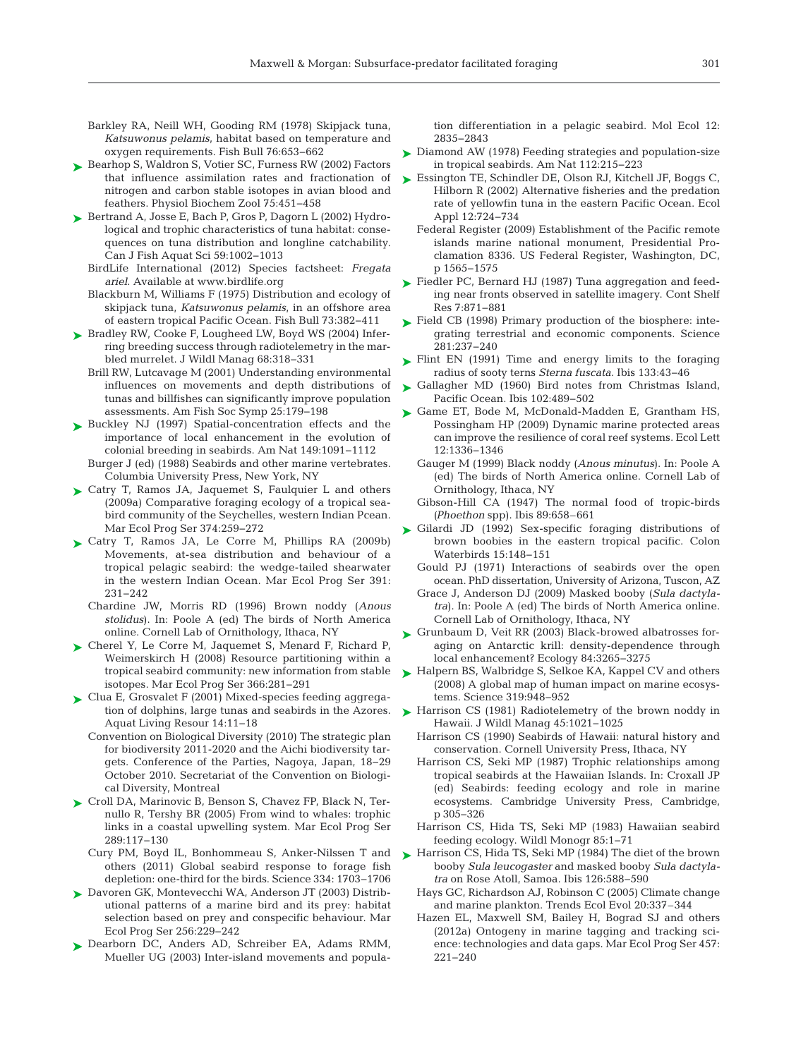Barkley RA, Neill WH, Gooding RM (1978) Skipjack tuna, *Katsuwonus pelamis*, habitat based on temperature and oxygen requirements. Fish Bull 76:653–662

Bearhop S, Waldron S, Votier SC, Furness RW (2002) Factors that influence assimilation rates and fractionation of nitrogen and carbon stable isotopes in avian blood and feathers. Physiol Biochem Zool 75:451–458

Bertrand A, Josse E, Bach P, Gros P, Dagorn L (2002) Hydrological and trophic characteristics of tuna habitat: consequences on tuna distribution and longline catchability. Can J Fish Aquat Sci 59:1002–1013

BirdLife International (2012) Species factsheet: *Fregata ariel*. Available at www.birdlife.org

Blackburn M, Williams F (1975) Distribution and ecology of skipjack tuna, *Katsuwonus pelamis*, in an offshore area of eastern tropical Pacific Ocean. Fish Bull 73:382–411

Bradley RW, Cooke F, Lougheed LW, Boyd WS (2004) Inferring breeding success through radiotelemetry in the marbled murrelet. J Wildl Manag 68:318–331

Brill RW, Lutcavage M (2001) Understanding environmental influences on movements and depth distributions of tunas and billfishes can significantly improve population assessments. Am Fish Soc Symp 25:179–198

Buckley NJ (1997) Spatial-concentration effects and the importance of local enhancement in the evolution of colonial breeding in seabirds. Am Nat 149:1091–1112

Burger J (ed) (1988) Seabirds and other marine vertebrates. Columbia University Press, New York, NY

Catry T, Ramos JA, Jaquemet S, Faulquier L and others (2009a) Comparative foraging ecology of a tropical seabird community of the Seychelles, western Indian Pcean. Mar Ecol Prog Ser 374:259–272

Catry T, Ramos JA, Le Corre M, Phillips RA (2009b) Movements, at-sea distribution and behaviour of a tropical pelagic seabird: the wedge-tailed shearwater in the western Indian Ocean. Mar Ecol Prog Ser 391: 231–242

Chardine JW, Morris RD (1996) Brown noddy (*Anous stolidus*). In: Poole A (ed) The birds of North America online. Cornell Lab of Ornithology, Ithaca, NY

Cherel Y, Le Corre M, Jaquemet S, Menard F, Richard P, Weimerskirch H (2008) Resource partitioning within a tropical seabird community: new information from stable isotopes. Mar Ecol Prog Ser 366:281–291

Clua E, Grosvalet F (2001) Mixed-species feeding aggregation of dolphins, large tunas and seabirds in the Azores. Aquat Living Resour 14:11–18

Convention on Biological Diversity (2010) The strategic plan for biodiversity 2011-2020 and the Aichi biodiversity targets. Conference of the Parties, Nagoya, Japan, 18–29 October 2010. Secretariat of the Convention on Biological Diversity, Montreal

Croll DA, Marinovic B, Benson S, Chavez FP, Black N, Ternullo R, Tershy BR (2005) From wind to whales: trophic links in a coastal upwelling system. Mar Ecol Prog Ser 289:117–130

Cury PM, Boyd IL, Bonhommeau S, Anker-Nilssen T and others (2011) Global seabird response to forage fish depletion: one-third for the birds. Science 334: 1703–1706

Davoren GK, Montevecchi WA, Anderson JT (2003) Distributional patterns of a marine bird and its prey: habitat selection based on prey and conspecific behaviour. Mar Ecol Prog Ser 256:229–242

Dearborn DC, Anders AD, Schreiber EA, Adams RMM, Mueller UG (2003) Inter-island movements and population differentiation in a pelagic seabird. Mol Ecol 12: 2835–2843

Diamond AW (1978) Feeding strategies and population-size in tropical seabirds. Am Nat 112:215–223

Essington TE, Schindler DE, Olson RJ, Kitchell JF, Boggs C, Hilborn R (2002) Alternative fisheries and the predation rate of yellowfin tuna in the eastern Pacific Ocean. Ecol Appl 12:724–734

Federal Register (2009) Establishment of the Pacific remote islands marine national monument, Presidential Proclamation 8336. US Federal Register, Washington, DC, p 1565–1575

Fiedler PC, Bernard HJ (1987) Tuna aggregation and feeding near fronts observed in satellite imagery. Cont Shelf Res 7:871–881

Field CB (1998) Primary production of the biosphere: integrating terrestrial and economic components. Science 281:237–240

Flint EN (1991) Time and energy limits to the foraging radius of sooty terns *Sterna fuscata*. Ibis 133:43–46

Gallagher MD (1960) Bird notes from Christmas Island, Pacific Ocean. Ibis 102:489–502

Game ET, Bode M, McDonald-Madden E, Grantham HS, Possingham HP (2009) Dynamic marine protected areas can improve the resilience of coral reef systems. Ecol Lett 12:1336–1346

Gauger M (1999) Black noddy (*Anous minutus*). In: Poole A (ed) The birds of North America online. Cornell Lab of Ornithology, Ithaca, NY

Gibson-Hill CA (1947) The normal food of tropic-birds (*Phoethon* spp). Ibis 89:658–661

Gilardi JD (1992) Sex-specific foraging distributions of brown boobies in the eastern tropical pacific. Colon Waterbirds 15:148–151

Gould PJ (1971) Interactions of seabirds over the open ocean. PhD dissertation, University of Arizona, Tuscon, AZ

Grace J, Anderson DJ (2009) Masked booby (*Sula dactylatra*). In: Poole A (ed) The birds of North America online. Cornell Lab of Ornithology, Ithaca, NY

Grunbaum D, Veit RR (2003) Black-browed albatrosses foraging on Antarctic krill: density-dependence through local enhancement? Ecology 84:3265–3275

Halpern BS, Walbridge S, Selkoe KA, Kappel CV and others (2008) A global map of human impact on marine ecosystems. Science 319:948–952

Harrison CS (1981) Radiotelemetry of the brown noddy in Hawaii. J Wildl Manag 45:1021–1025

Harrison CS (1990) Seabirds of Hawaii: natural history and conservation. Cornell University Press, Ithaca, NY

Harrison CS, Seki MP (1987) Trophic relationships among tropical seabirds at the Hawaiian Islands. In: Croxall JP (ed) Seabirds: feeding ecology and role in marine ecosystems. Cambridge University Press, Cambridge, p 305–326

Harrison CS, Hida TS, Seki MP (1983) Hawaiian seabird feeding ecology. Wildl Monogr 85:1–71

Harrison CS, Hida TS, Seki MP (1984) The diet of the brown booby *Sula leucogaster* and masked booby *Sula dactylatra* on Rose Atoll, Samoa. Ibis 126:588–590

Hays GC, Richardson AJ, Robinson C (2005) Climate change and marine plankton. Trends Ecol Evol 20:337–344

Hazen EL, Maxwell SM, Bailey H, Bograd SJ and others (2012a) Ontogeny in marine tagging and tracking science: technologies and data gaps. Mar Ecol Prog Ser 457: 221–240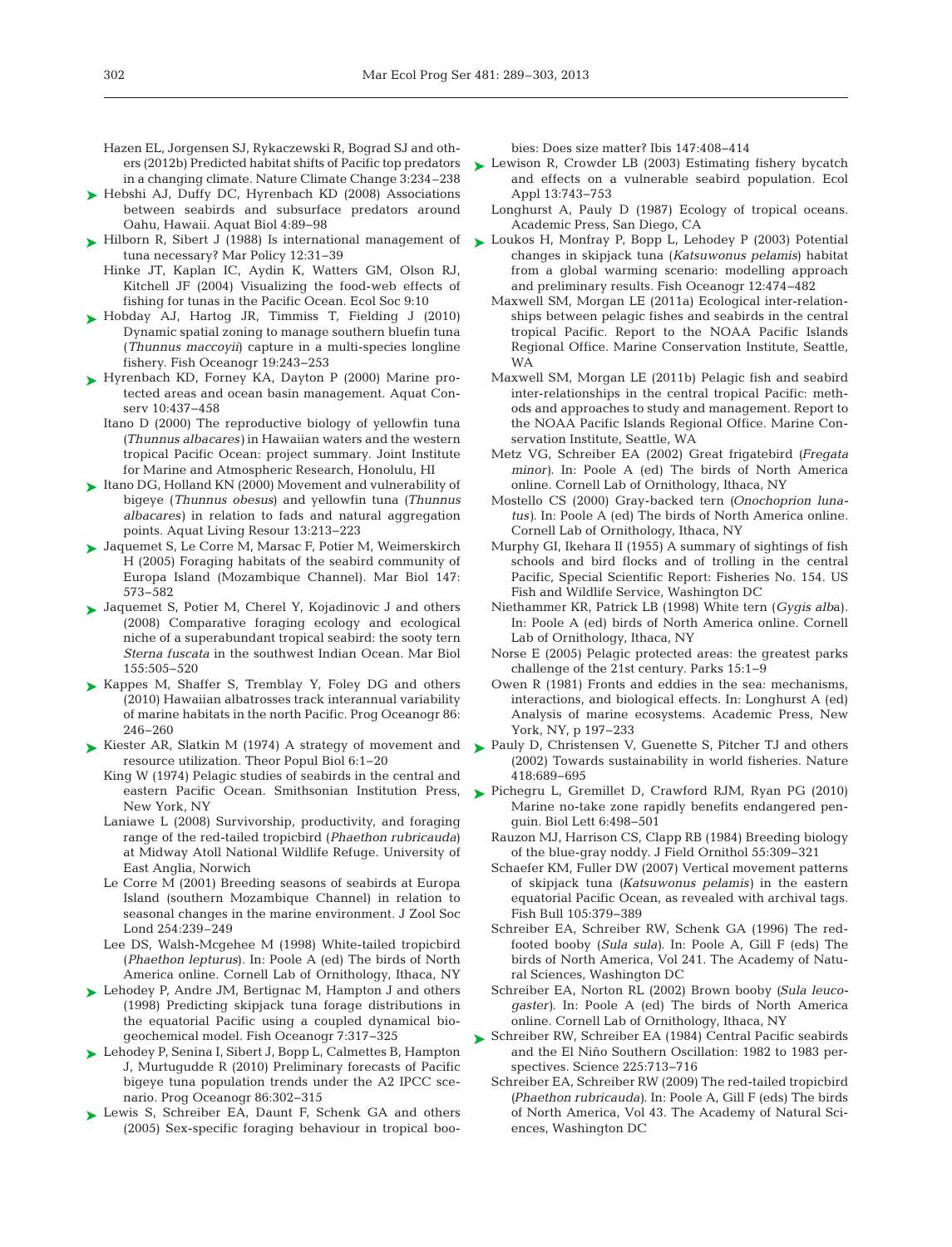Hazen EL, Jorgensen SJ, Rykaczewski R, Bograd SJ and others (2012b) Predicted habitat shifts of Pacific top predators in a changing climate. Nature Climate Change 3:234−238

Hebshi AJ, Duffy DC, Hyrenbach KD (2008) Associations between seabirds and subsurface predators around Oahu, Hawaii. Aquat Biol 4:89−98

Hilborn R, Sibert J (1988) Is international management of tuna necessary? Mar Policy 12:31−39

Hinke JT, Kaplan IC, Aydin K, Watters GM, Olson RJ, Kitchell JF (2004) Visualizing the food-web effects of fishing for tunas in the Pacific Ocean. Ecol Soc 9:10

Hobday AJ, Hartog JR, Timmiss T, Fielding J (2010) Dynamic spatial zoning to manage southern bluefin tuna (*Thunnus maccoyii*) capture in a multi-species longline fishery. Fish Oceanogr 19:243−253

Hyrenbach KD, Forney KA, Dayton P (2000) Marine protected areas and ocean basin management. Aquat Conserv 10:437−458

Itano D (2000) The reproductive biology of yellowfin tuna (*Thunnus albacares*) in Hawaiian waters and the western tropical Pacific Ocean: project summary. Joint Institute for Marine and Atmospheric Research, Honolulu, HI

Itano DG, Holland KN (2000) Movement and vulnerability of bigeye (*Thunnus obesus*) and yellowfin tuna (*Thunnus albacares*) in relation to fads and natural aggregation points. Aquat Living Resour 13:213−223

Jaquemet S, Le Corre M, Marsac F, Potier M, Weimerskirch H (2005) Foraging habitats of the seabird community of Europa Island (Mozambique Channel). Mar Biol 147: 573−582

Jaquemet S, Potier M, Cherel Y, Kojadinovic J and others (2008) Comparative foraging ecology and ecological niche of a superabundant tropical seabird: the sooty tern *Sterna fuscata* in the southwest Indian Ocean. Mar Biol 155:505−520

Kappes M, Shaffer S, Tremblay Y, Foley DG and others (2010) Hawaiian albatrosses track interannual variability of marine habitats in the north Pacific. Prog Oceanogr 86: 246−260

Kiester AR, Slatkin M (1974) A strategy of movement and resource utilization. Theor Popul Biol 6:1−20

King W (1974) Pelagic studies of seabirds in the central and eastern Pacific Ocean. Smithsonian Institution Press, New York, NY

Laniawe L (2008) Survivorship, productivity, and foraging range of the red-tailed tropicbird (*Phaethon rubricauda*) at Midway Atoll National Wildlife Refuge. University of East Anglia, Norwich

Le Corre M (2001) Breeding seasons of seabirds at Europa Island (southern Mozambique Channel) in relation to seasonal changes in the marine environment. J Zool Soc Lond 254:239−249

Lee DS, Walsh-Mcgehee M (1998) White-tailed tropicbird (*Phaethon lepturus*). In: Poole A (ed) The birds of North America online. Cornell Lab of Ornithology, Ithaca, NY

Lehodey P, Andre JM, Bertignac M, Hampton J and others (1998) Predicting skipjack tuna forage distributions in the equatorial Pacific using a coupled dynamical biogeochemical model. Fish Oceanogr 7:317−325

Lehodey P, Senina I, Sibert J, Bopp L, Calmettes B, Hampton J, Murtugudde R (2010) Preliminary forecasts of Pacific bigeye tuna population trends under the A2 IPCC scenario. Prog Oceanogr 86:302−315

Lewis S, Schreiber EA, Daunt F, Schenk GA and others (2005) Sex-specific foraging behaviour in tropical boobies: Does size matter? Ibis 147:408−414

Lewison R, Crowder LB (2003) Estimating fishery bycatch and effects on a vulnerable seabird population. Ecol Appl 13:743−753

Longhurst A, Pauly D (1987) Ecology of tropical oceans. Academic Press, San Diego, CA

Loukos H, Monfray P, Bopp L, Lehodey P (2003) Potential changes in skipjack tuna (*Katsuwonus pelamis*) habitat from a global warming scenario: modelling approach and preliminary results. Fish Oceanogr 12:474−482

Maxwell SM, Morgan LE (2011a) Ecological inter-relationships between pelagic fishes and seabirds in the central tropical Pacific. Report to the NOAA Pacific Islands Regional Office. Marine Conservation Institute, Seattle, WA

Maxwell SM, Morgan LE (2011b) Pelagic fish and seabird inter-relationships in the central tropical Pacific: methods and approaches to study and management. Report to the NOAA Pacific Islands Regional Office. Marine Conservation Institute, Seattle, WA

Metz VG, Schreiber EA (2002) Great frigatebird (*Fregata minor*). In: Poole A (ed) The birds of North America online. Cornell Lab of Ornithology, Ithaca, NY

Mostello CS (2000) Gray-backed tern (*Onochoprion lunatus*). In: Poole A (ed) The birds of North America online. Cornell Lab of Ornithology, Ithaca, NY

Murphy GI, Ikehara II (1955) A summary of sightings of fish schools and bird flocks and of trolling in the central Pacific, Special Scientific Report: Fisheries No. 154. US Fish and Wildlife Service, Washington DC

Niethammer KR, Patrick LB (1998) White tern (*Gygis alba*). In: Poole A (ed) birds of North America online. Cornell Lab of Ornithology, Ithaca, NY

Norse E (2005) Pelagic protected areas: the greatest parks challenge of the 21st century. Parks 15:1−9

Owen R (1981) Fronts and eddies in the sea: mechanisms, interactions, and biological effects. In: Longhurst A (ed) Analysis of marine ecosystems. Academic Press, New York, NY, p 197−233

Pauly D, Christensen V, Guenette S, Pitcher TJ and others (2002) Towards sustainability in world fisheries. Nature 418:689−695

Pichegru L, Gremillet D, Crawford RJM, Ryan PG (2010) Marine no-take zone rapidly benefits endangered penguin. Biol Lett 6:498−501

Rauzon MJ, Harrison CS, Clapp RB (1984) Breeding biology of the blue-gray noddy. J Field Ornithol 55:309−321

Schaefer KM, Fuller DW (2007) Vertical movement patterns of skipjack tuna (*Katsuwonus pelamis*) in the eastern equatorial Pacific Ocean, as revealed with archival tags. Fish Bull 105:379−389

Schreiber EA, Schreiber RW, Schenk GA (1996) The red-footed booby (*Sula sula*). In: Poole A, Gill F (eds) The birds of North America, Vol 241. The Academy of Natural Sciences, Washington DC

Schreiber EA, Norton RL (2002) Brown booby (*Sula leucogaster*). In: Poole A (ed) The birds of North America online. Cornell Lab of Ornithology, Ithaca, NY

Schreiber RW, Schreiber EA (1984) Central Pacific seabirds and the El Niño Southern Oscillation: 1982 to 1983 perspectives. Science 225:713−716

Schreiber EA, Schreiber RW (2009) The red-tailed tropicbird (*Phaethon rubricauda*). In: Poole A, Gill F (eds) The birds of North America, Vol 43. The Academy of Natural Sciences, Washington DC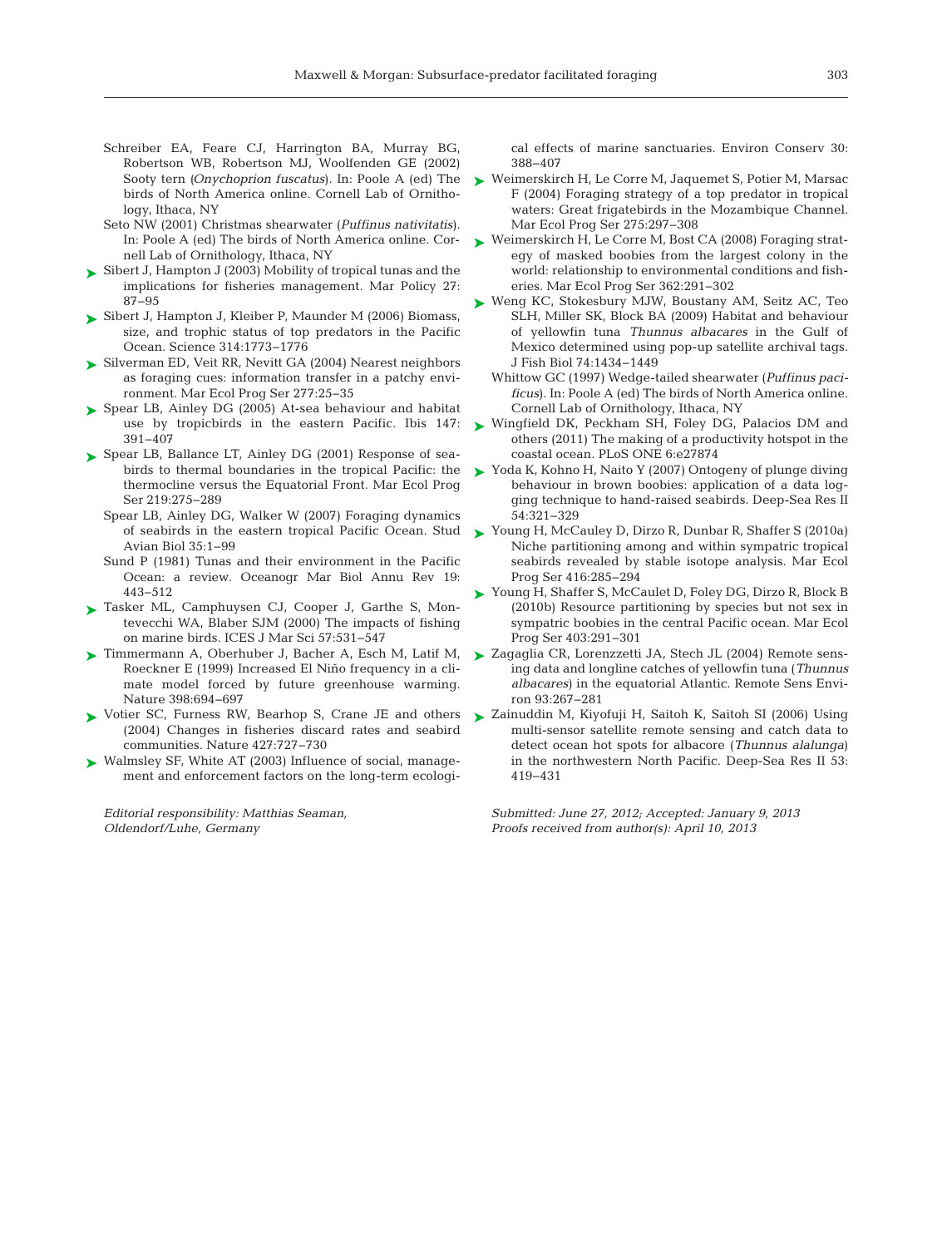Schreiber EA, Feare CJ, Harrington BA, Murray BG, Robertson WB, Robertson MJ, Woolfenden GE (2002) Sooty tern (*Onychoprion fuscatus*). In: Poole A (ed) The birds of North America online. Cornell Lab of Ornithology, Ithaca, NY

Seto NW (2001) Christmas shearwater (*Puffinus nativitatis*). In: Poole A (ed) The birds of North America online. Cornell Lab of Ornithology, Ithaca, NY

Sibert J, Hampton J (2003) Mobility of tropical tunas and the implications for fisheries management. Mar Policy 27: 87–95

Sibert J, Hampton J, Kleiber P, Maunder M (2006) Biomass, size, and trophic status of top predators in the Pacific Ocean. Science 314:1773–1776

Silverman ED, Veit RR, Nevitt GA (2004) Nearest neighbors as foraging cues: information transfer in a patchy environment. Mar Ecol Prog Ser 277:25–35

Spear LB, Ainley DG (2005) At-sea behaviour and habitat use by tropicbirds in the eastern Pacific. Ibis 147: 391–407

Spear LB, Ballance LT, Ainley DG (2001) Response of seabirds to thermal boundaries in the tropical Pacific: the thermocline versus the Equatorial Front. Mar Ecol Prog Ser 219:275–289

Spear LB, Ainley DG, Walker W (2007) Foraging dynamics of seabirds in the eastern tropical Pacific Ocean. Stud Avian Biol 35:1–99

Sund P (1981) Tunas and their environment in the Pacific Ocean: a review. Oceanogr Mar Biol Annu Rev 19: 443–512

Tasker ML, Camphuysen CJ, Cooper J, Garthe S, Montevecchi WA, Blaber SJM (2000) The impacts of fishing on marine birds. ICES J Mar Sci 57:531–547

Timmermann A, Oberhuber J, Bacher A, Esch M, Latif M, Roeckner E (1999) Increased El Niño frequency in a climate model forced by future greenhouse warming. Nature 398:694–697

Votier SC, Furness RW, Bearhop S, Crane JE and others (2004) Changes in fisheries discard rates and seabird communities. Nature 427:727–730

Walmsley SF, White AT (2003) Influence of social, management and enforcement factors on the long-term ecological effects of marine sanctuaries. Environ Conserv 30: 388–407

Weimerskirch H, Le Corre M, Jaquemet S, Potier M, Marsac F (2004) Foraging strategy of a top predator in tropical waters: Great frigatebirds in the Mozambique Channel. Mar Ecol Prog Ser 275:297–308

Weimerskirch H, Le Corre M, Bost CA (2008) Foraging strategy of masked boobies from the largest colony in the world: relationship to environmental conditions and fisheries. Mar Ecol Prog Ser 362:291–302

Weng KC, Stokesbury MJW, Boustany AM, Seitz AC, Teo SLH, Miller SK, Block BA (2009) Habitat and behaviour of yellowfin tuna *Thunnus albacares* in the Gulf of Mexico determined using pop-up satellite archival tags. J Fish Biol 74:1434–1449

Whittow GC (1997) Wedge-tailed shearwater (*Puffinus pacificus*). In: Poole A (ed) The birds of North America online. Cornell Lab of Ornithology, Ithaca, NY

Wingfield DK, Peckham SH, Foley DG, Palacios DM and others (2011) The making of a productivity hotspot in the coastal ocean. PLoS ONE 6:e27874

Yoda K, Kohno H, Naito Y (2007) Ontogeny of plunge diving behaviour in brown boobies: application of a data logging technique to hand-raised seabirds. Deep-Sea Res II 54:321–329

Young H, McCauley D, Dirzo R, Dunbar R, Shaffer S (2010a) Niche partitioning among and within sympatric tropical seabirds revealed by stable isotope analysis. Mar Ecol Prog Ser 416:285–294

Young H, Shaffer S, McCaulet D, Foley DG, Dirzo R, Block B (2010b) Resource partitioning by species but not sex in sympatric boobies in the central Pacific ocean. Mar Ecol Prog Ser 403:291–301

Zagaglia CR, Lorenzzetti JA, Stech JL (2004) Remote sensing data and longline catches of yellowfin tuna (*Thunnus albacares*) in the equatorial Atlantic. Remote Sens Environ 93:267–281

Zainuddin M, Kiyofuji H, Saitoh K, Saitoh SI (2006) Using multi-sensor satellite remote sensing and catch data to detect ocean hot spots for albacore (*Thunnus alalunga*) in the northwestern North Pacific. Deep-Sea Res II 53: 419–431

*Editorial responsibility: Matthias Seaman, Oldendorf/Luhe, Germany*

*Submitted: June 27, 2012; Accepted: January 9, 2013*
*Proofs received from author(s): April 10, 2013*